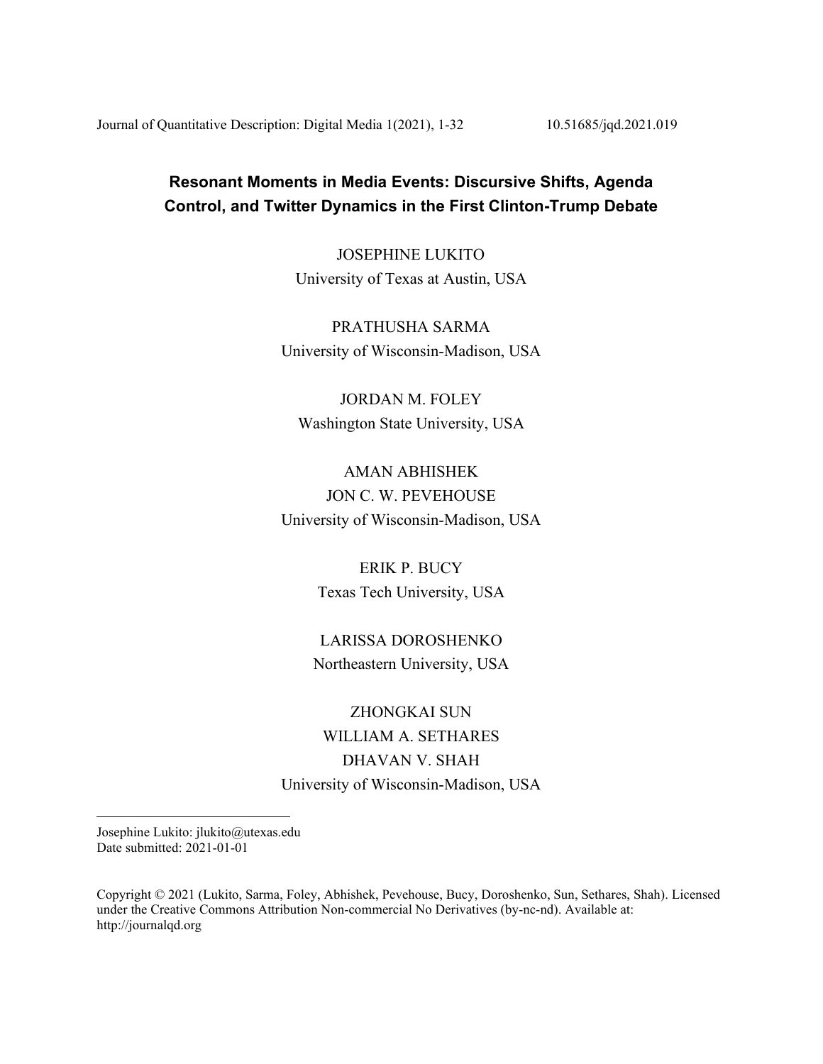# Resonant Moments in Media Events: Discursive Shifts, Agenda Control, and Twitter Dynamics in the First Clinton-Trump Debate

JOSEPHINE LUKITO
University of Texas at Austin, USA

PRATHUSHA SARMA
University of Wisconsin-Madison, USA

JORDAN M. FOLEY
Washington State University, USA

AMAN ABHISHEK
JON C. W. PEVEHOUSE
University of Wisconsin-Madison, USA

ERIK P. BUCY
Texas Tech University, USA

LARISSA DOROSHENKO
Northeastern University, USA

ZHONGKAI SUN
WILLIAM A. SETHARES
DHAVAN V. SHAH
University of Wisconsin-Madison, USA

---

Josephine Lukito: jlukito@utexas.edu
Date submitted: 2021-01-01

Copyright © 2021 (Lukito, Sarma, Foley, Abhishek, Pevehouse, Bucy, Doroshenko, Sun, Sethares, Shah). Licensed under the Creative Commons Attribution Non-commercial No Derivatives (by-nc-nd). Available at: http://journalqd.org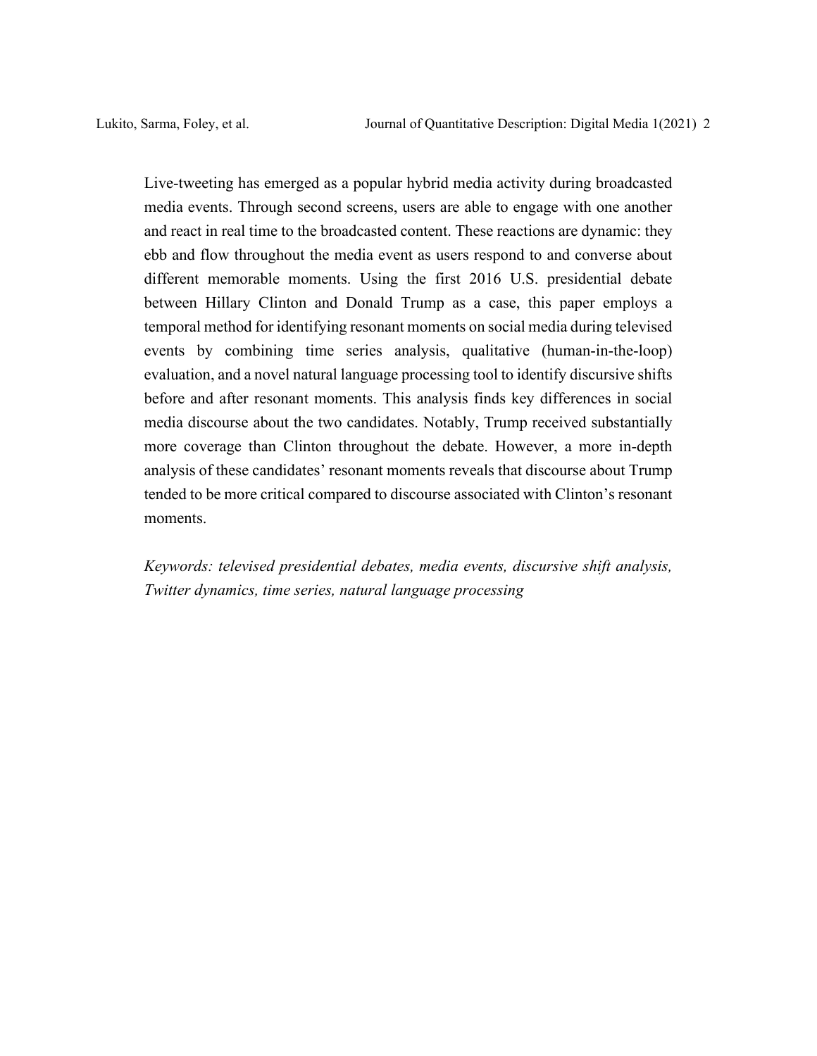Live-tweeting has emerged as a popular hybrid media activity during broadcasted media events. Through second screens, users are able to engage with one another and react in real time to the broadcasted content. These reactions are dynamic: they ebb and flow throughout the media event as users respond to and converse about different memorable moments. Using the first 2016 U.S. presidential debate between Hillary Clinton and Donald Trump as a case, this paper employs a temporal method for identifying resonant moments on social media during televised events by combining time series analysis, qualitative (human-in-the-loop) evaluation, and a novel natural language processing tool to identify discursive shifts before and after resonant moments. This analysis finds key differences in social media discourse about the two candidates. Notably, Trump received substantially more coverage than Clinton throughout the debate. However, a more in-depth analysis of these candidates' resonant moments reveals that discourse about Trump tended to be more critical compared to discourse associated with Clinton's resonant moments.

*Keywords: televised presidential debates, media events, discursive shift analysis, Twitter dynamics, time series, natural language processing*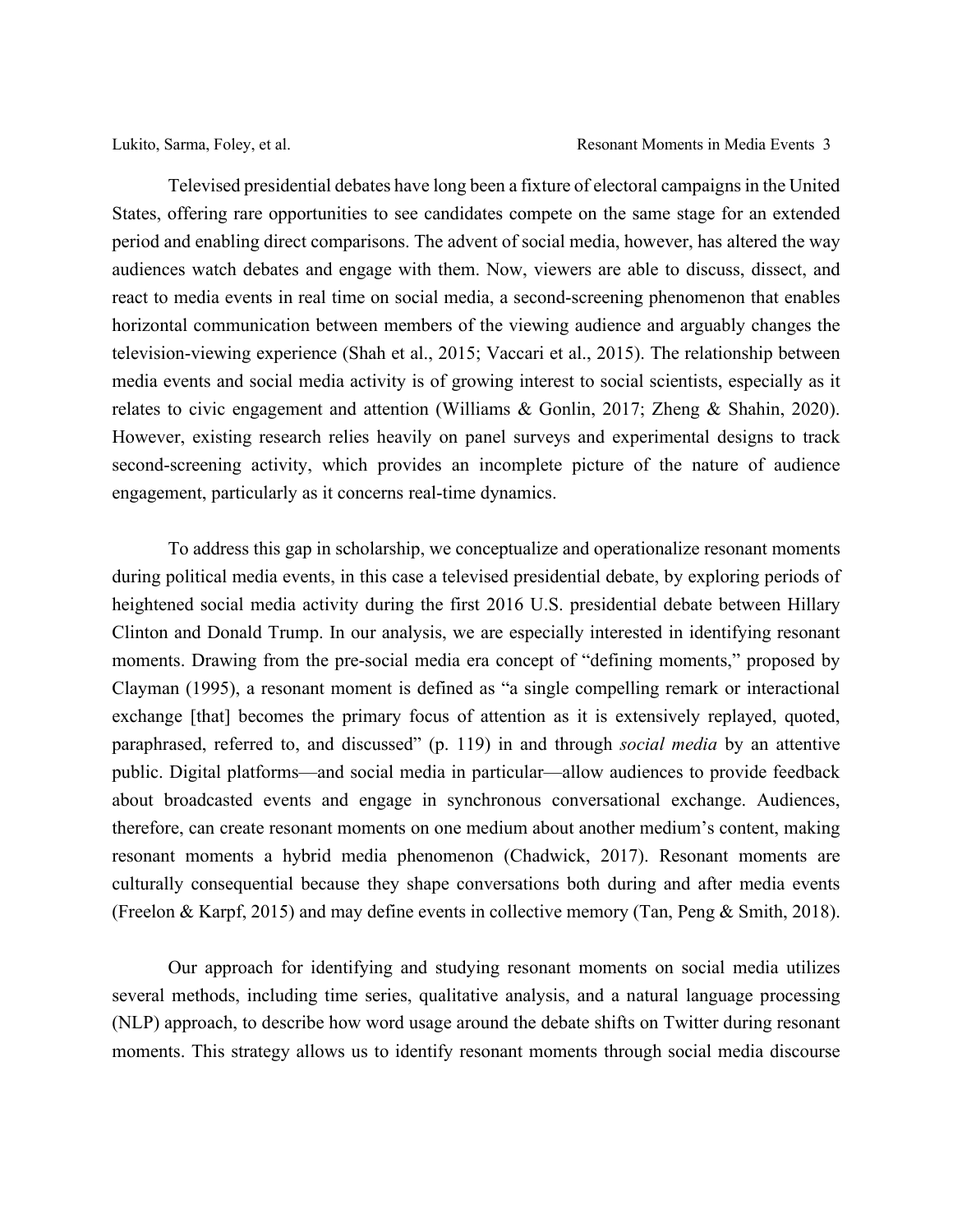Televised presidential debates have long been a fixture of electoral campaigns in the United States, offering rare opportunities to see candidates compete on the same stage for an extended period and enabling direct comparisons. The advent of social media, however, has altered the way audiences watch debates and engage with them. Now, viewers are able to discuss, dissect, and react to media events in real time on social media, a second-screening phenomenon that enables horizontal communication between members of the viewing audience and arguably changes the television-viewing experience (Shah et al., 2015; Vaccari et al., 2015). The relationship between media events and social media activity is of growing interest to social scientists, especially as it relates to civic engagement and attention (Williams & Gonlin, 2017; Zheng & Shahin, 2020). However, existing research relies heavily on panel surveys and experimental designs to track second-screening activity, which provides an incomplete picture of the nature of audience engagement, particularly as it concerns real-time dynamics.

To address this gap in scholarship, we conceptualize and operationalize resonant moments during political media events, in this case a televised presidential debate, by exploring periods of heightened social media activity during the first 2016 U.S. presidential debate between Hillary Clinton and Donald Trump. In our analysis, we are especially interested in identifying resonant moments. Drawing from the pre-social media era concept of "defining moments," proposed by Clayman (1995), a resonant moment is defined as "a single compelling remark or interactional exchange [that] becomes the primary focus of attention as it is extensively replayed, quoted, paraphrased, referred to, and discussed" (p. 119) in and through *social media* by an attentive public. Digital platforms—and social media in particular—allow audiences to provide feedback about broadcasted events and engage in synchronous conversational exchange. Audiences, therefore, can create resonant moments on one medium about another medium's content, making resonant moments a hybrid media phenomenon (Chadwick, 2017). Resonant moments are culturally consequential because they shape conversations both during and after media events (Freelon & Karpf, 2015) and may define events in collective memory (Tan, Peng & Smith, 2018).

Our approach for identifying and studying resonant moments on social media utilizes several methods, including time series, qualitative analysis, and a natural language processing (NLP) approach, to describe how word usage around the debate shifts on Twitter during resonant moments. This strategy allows us to identify resonant moments through social media discourse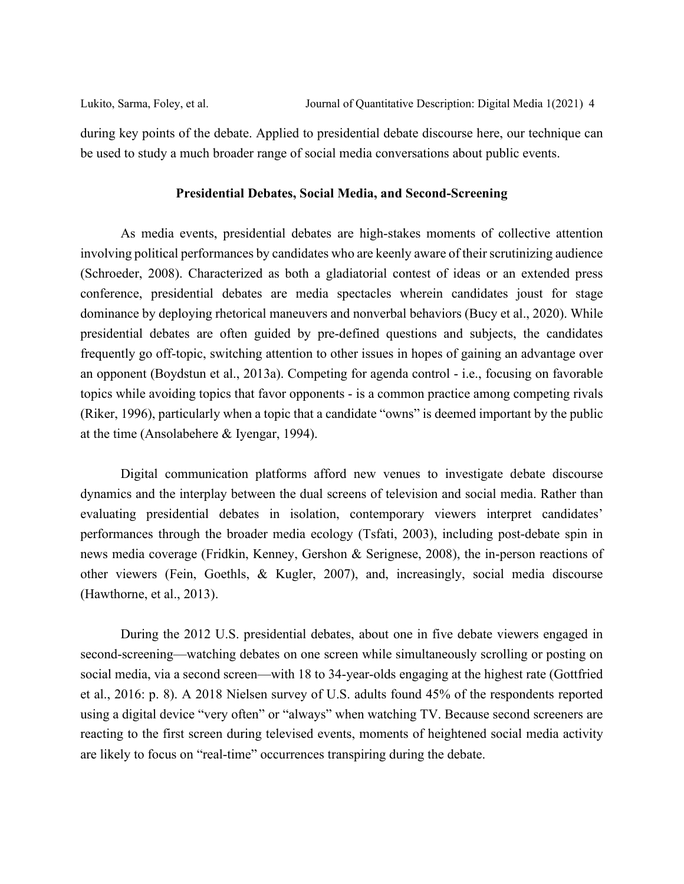during key points of the debate. Applied to presidential debate discourse here, our technique can be used to study a much broader range of social media conversations about public events.

## Presidential Debates, Social Media, and Second-Screening

As media events, presidential debates are high-stakes moments of collective attention involving political performances by candidates who are keenly aware of their scrutinizing audience (Schroeder, 2008). Characterized as both a gladiatorial contest of ideas or an extended press conference, presidential debates are media spectacles wherein candidates joust for stage dominance by deploying rhetorical maneuvers and nonverbal behaviors (Bucy et al., 2020). While presidential debates are often guided by pre-defined questions and subjects, the candidates frequently go off-topic, switching attention to other issues in hopes of gaining an advantage over an opponent (Boydstun et al., 2013a). Competing for agenda control - i.e., focusing on favorable topics while avoiding topics that favor opponents - is a common practice among competing rivals (Riker, 1996), particularly when a topic that a candidate "owns" is deemed important by the public at the time (Ansolabehere & Iyengar, 1994).

Digital communication platforms afford new venues to investigate debate discourse dynamics and the interplay between the dual screens of television and social media. Rather than evaluating presidential debates in isolation, contemporary viewers interpret candidates' performances through the broader media ecology (Tsfati, 2003), including post-debate spin in news media coverage (Fridkin, Kenney, Gershon & Serignese, 2008), the in-person reactions of other viewers (Fein, Goethls, & Kugler, 2007), and, increasingly, social media discourse (Hawthorne, et al., 2013).

During the 2012 U.S. presidential debates, about one in five debate viewers engaged in second-screening—watching debates on one screen while simultaneously scrolling or posting on social media, via a second screen—with 18 to 34-year-olds engaging at the highest rate (Gottfried et al., 2016: p. 8). A 2018 Nielsen survey of U.S. adults found 45% of the respondents reported using a digital device "very often" or "always" when watching TV. Because second screeners are reacting to the first screen during televised events, moments of heightened social media activity are likely to focus on "real-time" occurrences transpiring during the debate.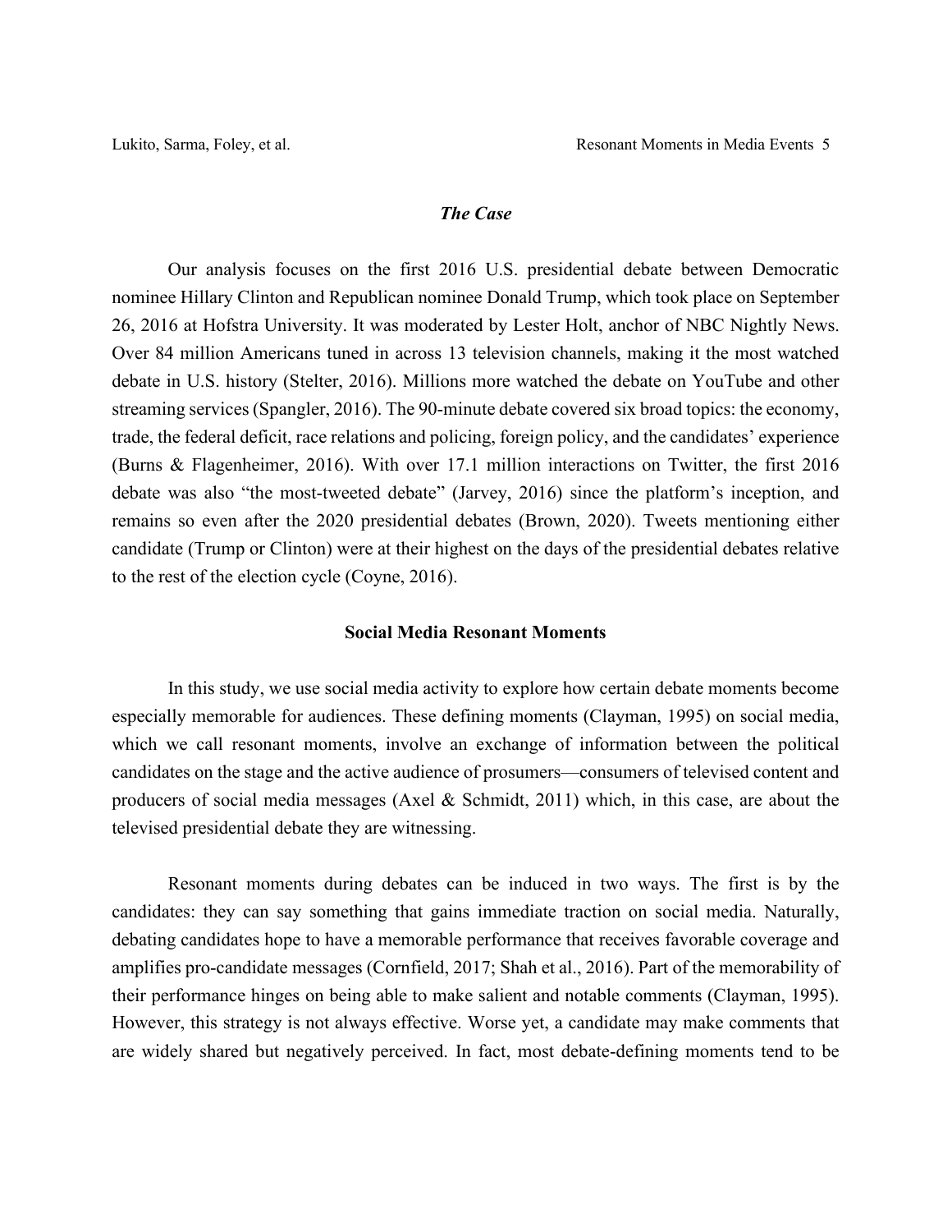### *The Case*

Our analysis focuses on the first 2016 U.S. presidential debate between Democratic nominee Hillary Clinton and Republican nominee Donald Trump, which took place on September 26, 2016 at Hofstra University. It was moderated by Lester Holt, anchor of NBC Nightly News. Over 84 million Americans tuned in across 13 television channels, making it the most watched debate in U.S. history (Stelter, 2016). Millions more watched the debate on YouTube and other streaming services (Spangler, 2016). The 90-minute debate covered six broad topics: the economy, trade, the federal deficit, race relations and policing, foreign policy, and the candidates' experience (Burns & Flagenheimer, 2016). With over 17.1 million interactions on Twitter, the first 2016 debate was also "the most-tweeted debate" (Jarvey, 2016) since the platform's inception, and remains so even after the 2020 presidential debates (Brown, 2020). Tweets mentioning either candidate (Trump or Clinton) were at their highest on the days of the presidential debates relative to the rest of the election cycle (Coyne, 2016).

## Social Media Resonant Moments

In this study, we use social media activity to explore how certain debate moments become especially memorable for audiences. These defining moments (Clayman, 1995) on social media, which we call resonant moments, involve an exchange of information between the political candidates on the stage and the active audience of prosumers—consumers of televised content and producers of social media messages (Axel & Schmidt, 2011) which, in this case, are about the televised presidential debate they are witnessing.

Resonant moments during debates can be induced in two ways. The first is by the candidates: they can say something that gains immediate traction on social media. Naturally, debating candidates hope to have a memorable performance that receives favorable coverage and amplifies pro-candidate messages (Cornfield, 2017; Shah et al., 2016). Part of the memorability of their performance hinges on being able to make salient and notable comments (Clayman, 1995). However, this strategy is not always effective. Worse yet, a candidate may make comments that are widely shared but negatively perceived. In fact, most debate-defining moments tend to be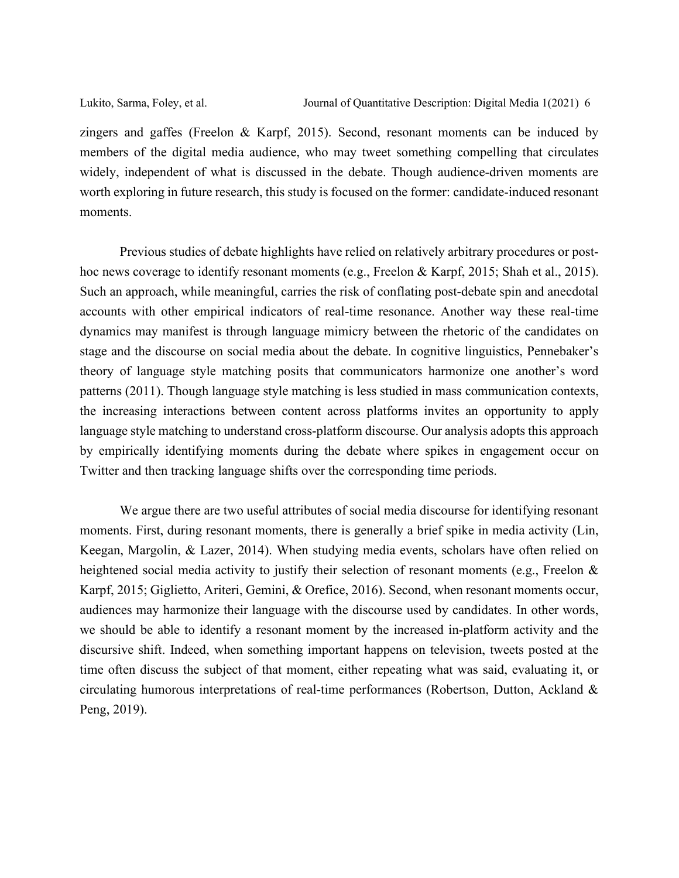zingers and gaffes (Freelon & Karpf, 2015). Second, resonant moments can be induced by members of the digital media audience, who may tweet something compelling that circulates widely, independent of what is discussed in the debate. Though audience-driven moments are worth exploring in future research, this study is focused on the former: candidate-induced resonant moments.

Previous studies of debate highlights have relied on relatively arbitrary procedures or post-hoc news coverage to identify resonant moments (e.g., Freelon & Karpf, 2015; Shah et al., 2015). Such an approach, while meaningful, carries the risk of conflating post-debate spin and anecdotal accounts with other empirical indicators of real-time resonance. Another way these real-time dynamics may manifest is through language mimicry between the rhetoric of the candidates on stage and the discourse on social media about the debate. In cognitive linguistics, Pennebaker's theory of language style matching posits that communicators harmonize one another's word patterns (2011). Though language style matching is less studied in mass communication contexts, the increasing interactions between content across platforms invites an opportunity to apply language style matching to understand cross-platform discourse. Our analysis adopts this approach by empirically identifying moments during the debate where spikes in engagement occur on Twitter and then tracking language shifts over the corresponding time periods.

We argue there are two useful attributes of social media discourse for identifying resonant moments. First, during resonant moments, there is generally a brief spike in media activity (Lin, Keegan, Margolin, & Lazer, 2014). When studying media events, scholars have often relied on heightened social media activity to justify their selection of resonant moments (e.g., Freelon & Karpf, 2015; Giglietto, Ariteri, Gemini, & Orefice, 2016). Second, when resonant moments occur, audiences may harmonize their language with the discourse used by candidates. In other words, we should be able to identify a resonant moment by the increased in-platform activity and the discursive shift. Indeed, when something important happens on television, tweets posted at the time often discuss the subject of that moment, either repeating what was said, evaluating it, or circulating humorous interpretations of real-time performances (Robertson, Dutton, Ackland & Peng, 2019).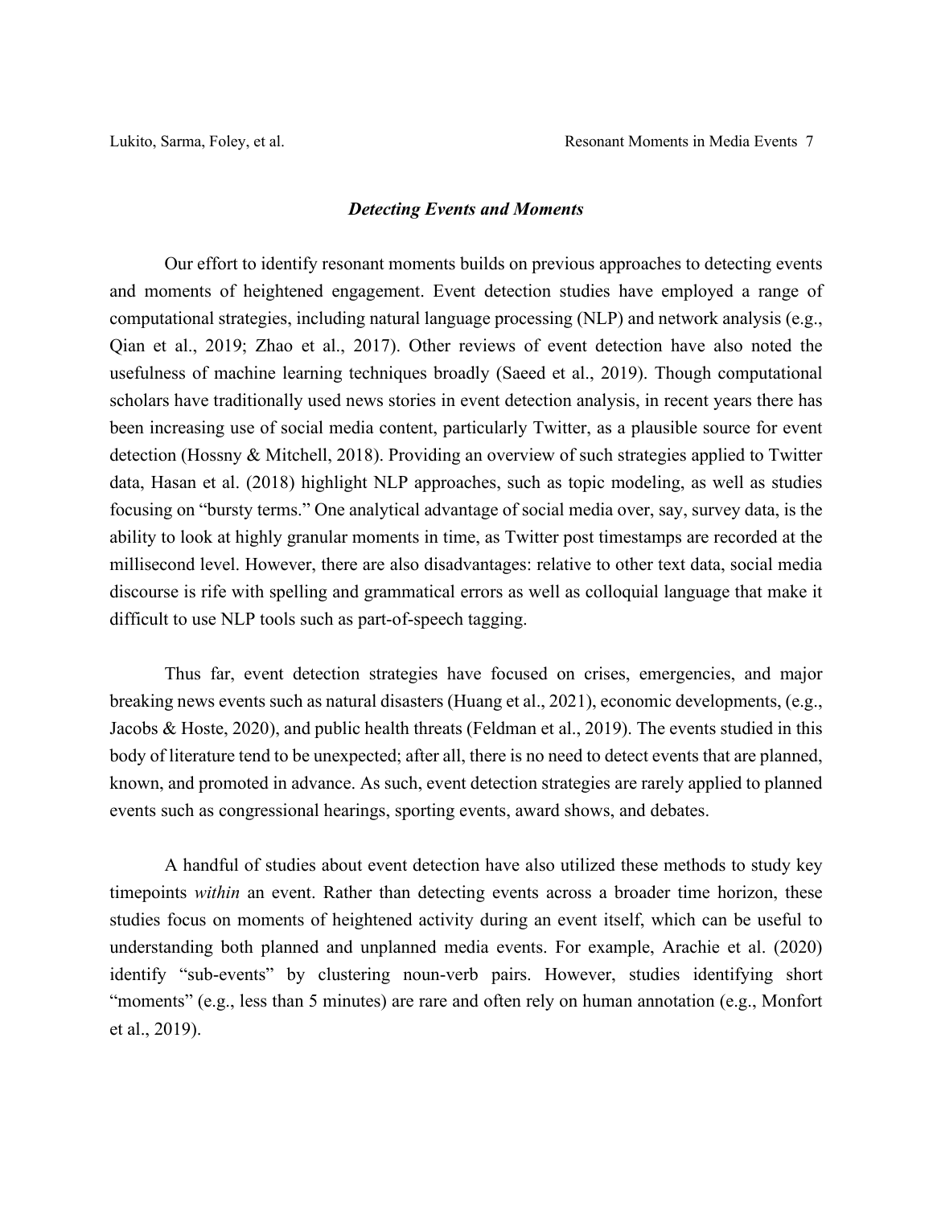### ***Detecting Events and Moments***

Our effort to identify resonant moments builds on previous approaches to detecting events and moments of heightened engagement. Event detection studies have employed a range of computational strategies, including natural language processing (NLP) and network analysis (e.g., Qian et al., 2019; Zhao et al., 2017). Other reviews of event detection have also noted the usefulness of machine learning techniques broadly (Saeed et al., 2019). Though computational scholars have traditionally used news stories in event detection analysis, in recent years there has been increasing use of social media content, particularly Twitter, as a plausible source for event detection (Hossny & Mitchell, 2018). Providing an overview of such strategies applied to Twitter data, Hasan et al. (2018) highlight NLP approaches, such as topic modeling, as well as studies focusing on "bursty terms." One analytical advantage of social media over, say, survey data, is the ability to look at highly granular moments in time, as Twitter post timestamps are recorded at the millisecond level. However, there are also disadvantages: relative to other text data, social media discourse is rife with spelling and grammatical errors as well as colloquial language that make it difficult to use NLP tools such as part-of-speech tagging.

Thus far, event detection strategies have focused on crises, emergencies, and major breaking news events such as natural disasters (Huang et al., 2021), economic developments, (e.g., Jacobs & Hoste, 2020), and public health threats (Feldman et al., 2019). The events studied in this body of literature tend to be unexpected; after all, there is no need to detect events that are planned, known, and promoted in advance. As such, event detection strategies are rarely applied to planned events such as congressional hearings, sporting events, award shows, and debates.

A handful of studies about event detection have also utilized these methods to study key timepoints *within* an event. Rather than detecting events across a broader time horizon, these studies focus on moments of heightened activity during an event itself, which can be useful to understanding both planned and unplanned media events. For example, Arachie et al. (2020) identify "sub-events" by clustering noun-verb pairs. However, studies identifying short "moments" (e.g., less than 5 minutes) are rare and often rely on human annotation (e.g., Monfort et al., 2019).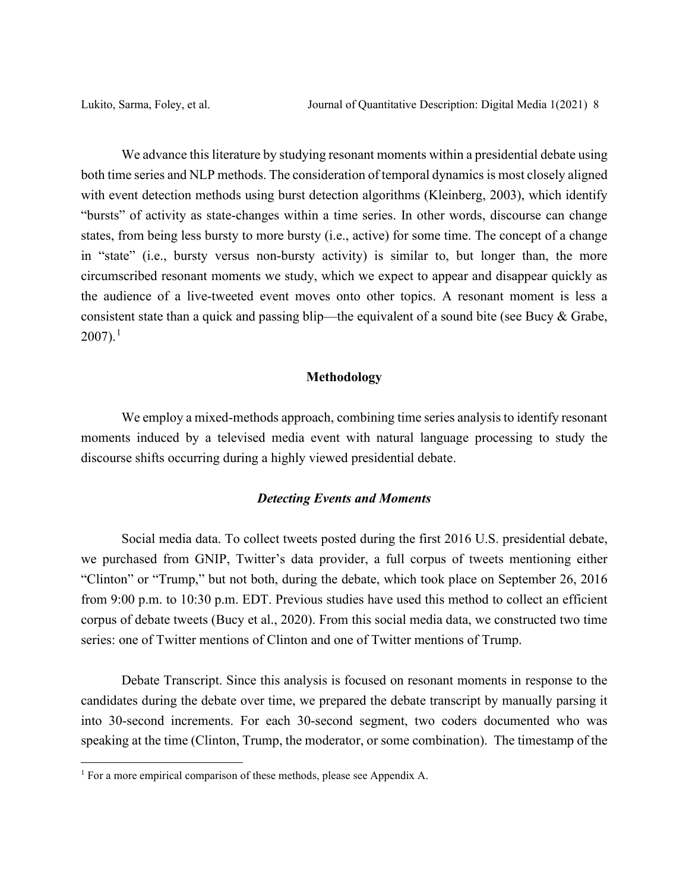We advance this literature by studying resonant moments within a presidential debate using both time series and NLP methods. The consideration of temporal dynamics is most closely aligned with event detection methods using burst detection algorithms (Kleinberg, 2003), which identify "bursts" of activity as state-changes within a time series. In other words, discourse can change states, from being less bursty to more bursty (i.e., active) for some time. The concept of a change in "state" (i.e., bursty versus non-bursty activity) is similar to, but longer than, the more circumscribed resonant moments we study, which we expect to appear and disappear quickly as the audience of a live-tweeted event moves onto other topics. A resonant moment is less a consistent state than a quick and passing blip—the equivalent of a sound bite (see Bucy & Grabe, 2007).[1]

## Methodology

We employ a mixed-methods approach, combining time series analysis to identify resonant moments induced by a televised media event with natural language processing to study the discourse shifts occurring during a highly viewed presidential debate.

### *Detecting Events and Moments*

Social media data. To collect tweets posted during the first 2016 U.S. presidential debate, we purchased from GNIP, Twitter's data provider, a full corpus of tweets mentioning either "Clinton" or "Trump," but not both, during the debate, which took place on September 26, 2016 from 9:00 p.m. to 10:30 p.m. EDT. Previous studies have used this method to collect an efficient corpus of debate tweets (Bucy et al., 2020). From this social media data, we constructed two time series: one of Twitter mentions of Clinton and one of Twitter mentions of Trump.

Debate Transcript. Since this analysis is focused on resonant moments in response to the candidates during the debate over time, we prepared the debate transcript by manually parsing it into 30-second increments. For each 30-second segment, two coders documented who was speaking at the time (Clinton, Trump, the moderator, or some combination). The timestamp of the

---

[1] For a more empirical comparison of these methods, please see Appendix A.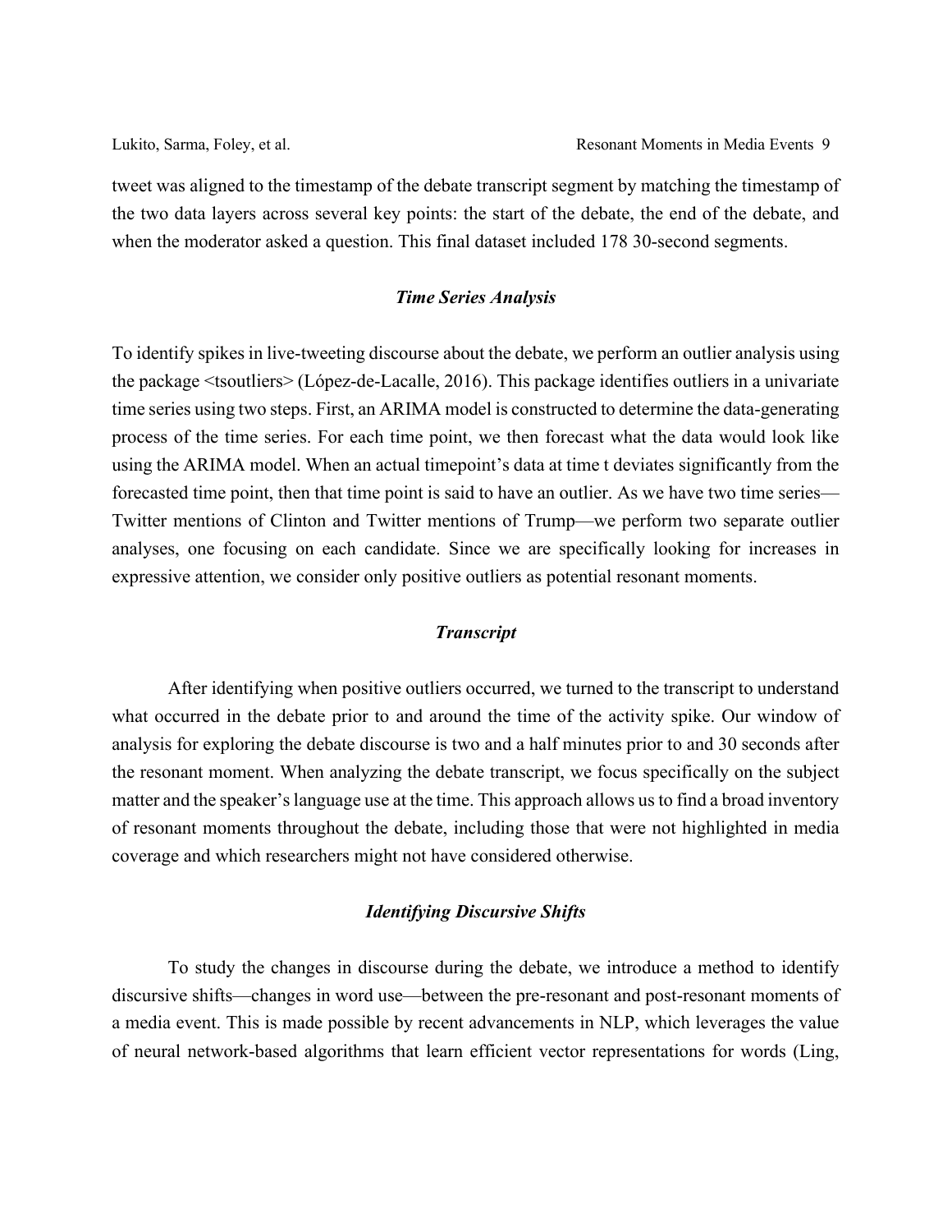tweet was aligned to the timestamp of the debate transcript segment by matching the timestamp of the two data layers across several key points: the start of the debate, the end of the debate, and when the moderator asked a question. This final dataset included 178 30-second segments.

### *Time Series Analysis*

To identify spikes in live-tweeting discourse about the debate, we perform an outlier analysis using the package <tsoutliers> (López-de-Lacalle, 2016). This package identifies outliers in a univariate time series using two steps. First, an ARIMA model is constructed to determine the data-generating process of the time series. For each time point, we then forecast what the data would look like using the ARIMA model. When an actual timepoint's data at time t deviates significantly from the forecasted time point, then that time point is said to have an outlier. As we have two time series—Twitter mentions of Clinton and Twitter mentions of Trump—we perform two separate outlier analyses, one focusing on each candidate. Since we are specifically looking for increases in expressive attention, we consider only positive outliers as potential resonant moments.

### *Transcript*

After identifying when positive outliers occurred, we turned to the transcript to understand what occurred in the debate prior to and around the time of the activity spike. Our window of analysis for exploring the debate discourse is two and a half minutes prior to and 30 seconds after the resonant moment. When analyzing the debate transcript, we focus specifically on the subject matter and the speaker's language use at the time. This approach allows us to find a broad inventory of resonant moments throughout the debate, including those that were not highlighted in media coverage and which researchers might not have considered otherwise.

### *Identifying Discursive Shifts*

To study the changes in discourse during the debate, we introduce a method to identify discursive shifts—changes in word use—between the pre-resonant and post-resonant moments of a media event. This is made possible by recent advancements in NLP, which leverages the value of neural network-based algorithms that learn efficient vector representations for words (Ling,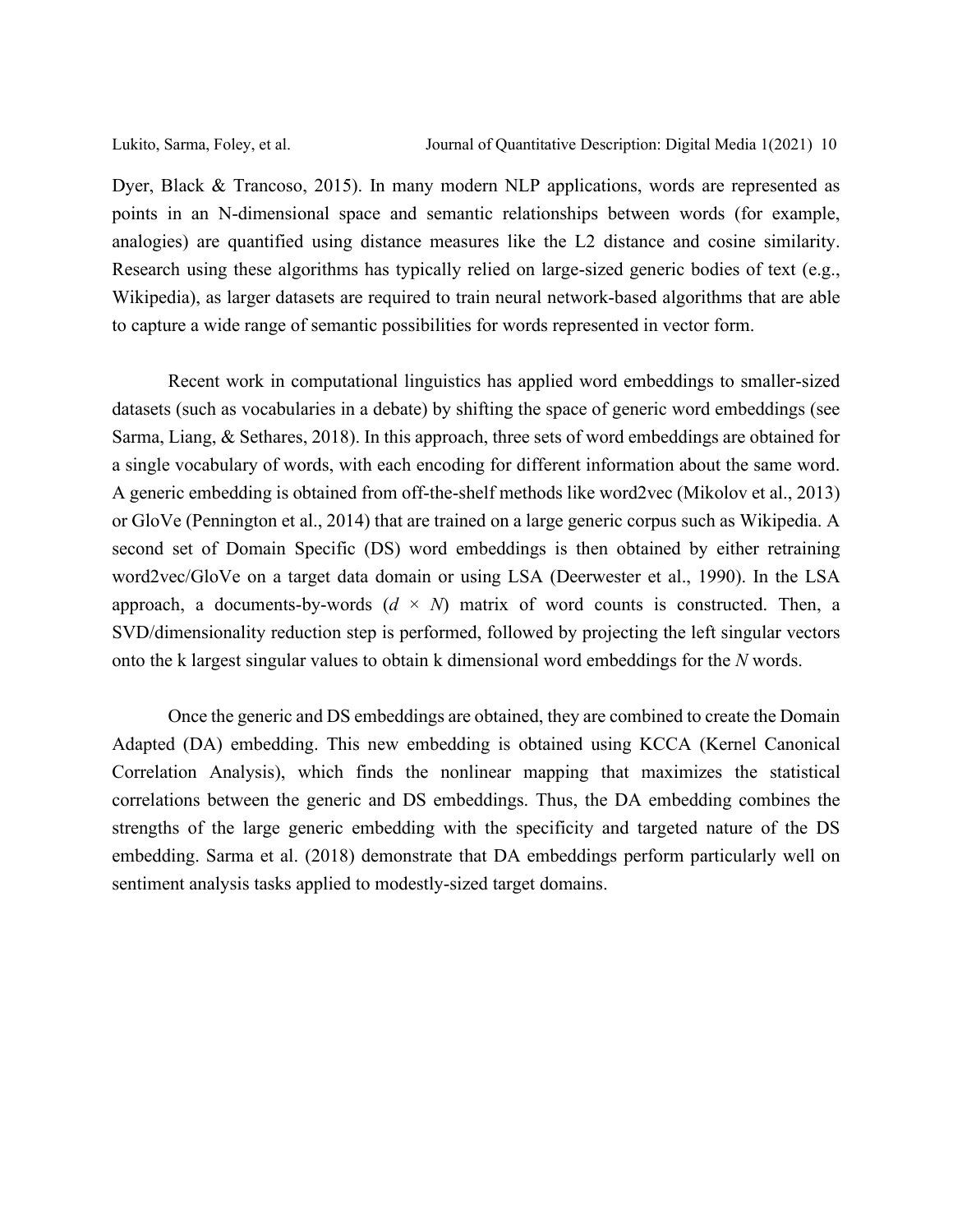Dyer, Black & Trancoso, 2015). In many modern NLP applications, words are represented as points in an N-dimensional space and semantic relationships between words (for example, analogies) are quantified using distance measures like the L2 distance and cosine similarity. Research using these algorithms has typically relied on large-sized generic bodies of text (e.g., Wikipedia), as larger datasets are required to train neural network-based algorithms that are able to capture a wide range of semantic possibilities for words represented in vector form.

Recent work in computational linguistics has applied word embeddings to smaller-sized datasets (such as vocabularies in a debate) by shifting the space of generic word embeddings (see Sarma, Liang, & Sethares, 2018). In this approach, three sets of word embeddings are obtained for a single vocabulary of words, with each encoding for different information about the same word. A generic embedding is obtained from off-the-shelf methods like word2vec (Mikolov et al., 2013) or GloVe (Pennington et al., 2014) that are trained on a large generic corpus such as Wikipedia. A second set of Domain Specific (DS) word embeddings is then obtained by either retraining word2vec/GloVe on a target data domain or using LSA (Deerwester et al., 1990). In the LSA approach, a documents-by-words ($d \times N$) matrix of word counts is constructed. Then, a SVD/dimensionality reduction step is performed, followed by projecting the left singular vectors onto the k largest singular values to obtain k dimensional word embeddings for the $N$ words.

Once the generic and DS embeddings are obtained, they are combined to create the Domain Adapted (DA) embedding. This new embedding is obtained using KCCA (Kernel Canonical Correlation Analysis), which finds the nonlinear mapping that maximizes the statistical correlations between the generic and DS embeddings. Thus, the DA embedding combines the strengths of the large generic embedding with the specificity and targeted nature of the DS embedding. Sarma et al. (2018) demonstrate that DA embeddings perform particularly well on sentiment analysis tasks applied to modestly-sized target domains.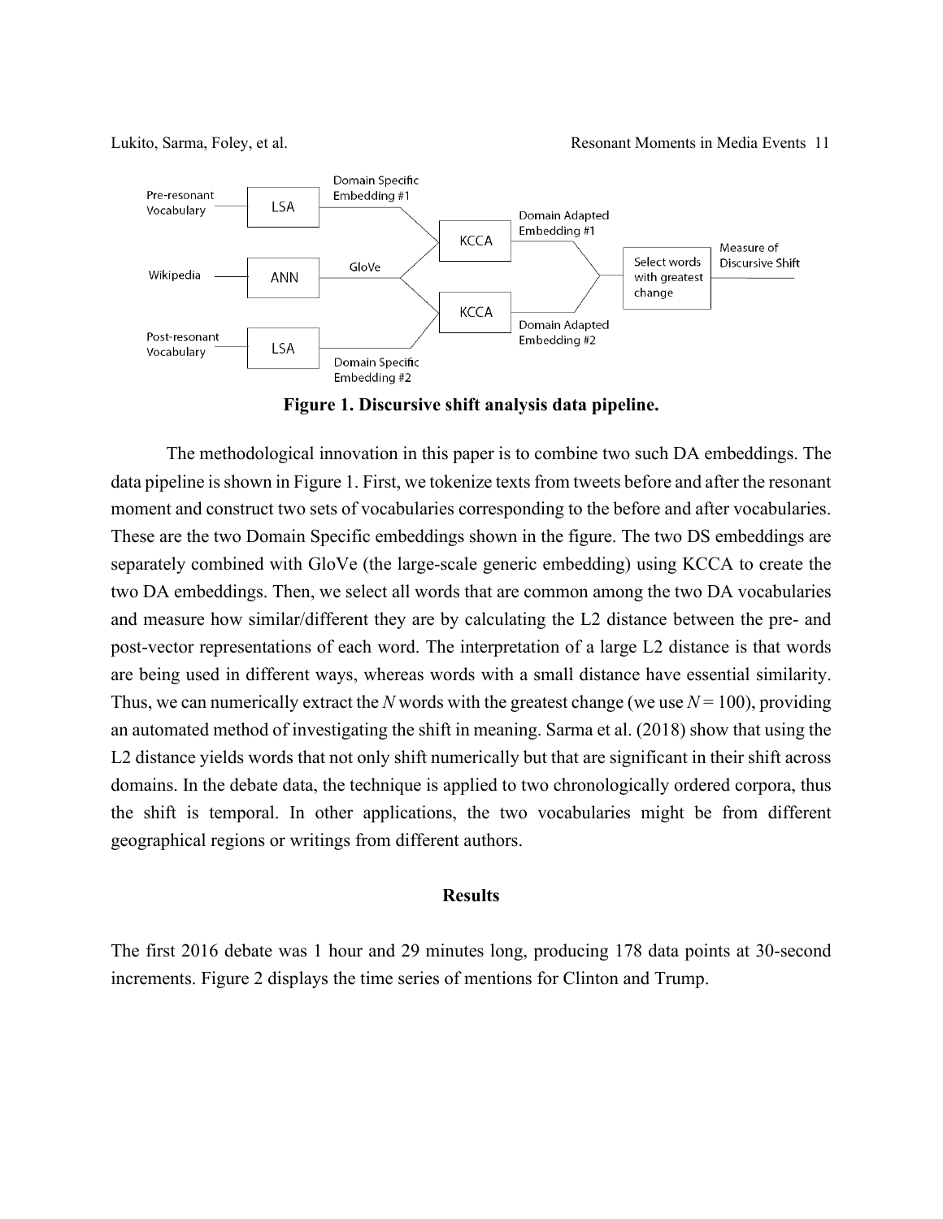**Figure 1. Discursive shift analysis data pipeline.**

The methodological innovation in this paper is to combine two such DA embeddings. The data pipeline is shown in Figure 1. First, we tokenize texts from tweets before and after the resonant moment and construct two sets of vocabularies corresponding to the before and after vocabularies. These are the two Domain Specific embeddings shown in the figure. The two DS embeddings are separately combined with GloVe (the large-scale generic embedding) using KCCA to create the two DA embeddings. Then, we select all words that are common among the two DA vocabularies and measure how similar/different they are by calculating the L2 distance between the pre- and post-vector representations of each word. The interpretation of a large L2 distance is that words are being used in different ways, whereas words with a small distance have essential similarity. Thus, we can numerically extract the $N$ words with the greatest change (we use $N = 100$), providing an automated method of investigating the shift in meaning. Sarma et al. (2018) show that using the L2 distance yields words that not only shift numerically but that are significant in their shift across domains. In the debate data, the technique is applied to two chronologically ordered corpora, thus the shift is temporal. In other applications, the two vocabularies might be from different geographical regions or writings from different authors.

## Results

The first 2016 debate was 1 hour and 29 minutes long, producing 178 data points at 30-second increments. Figure 2 displays the time series of mentions for Clinton and Trump.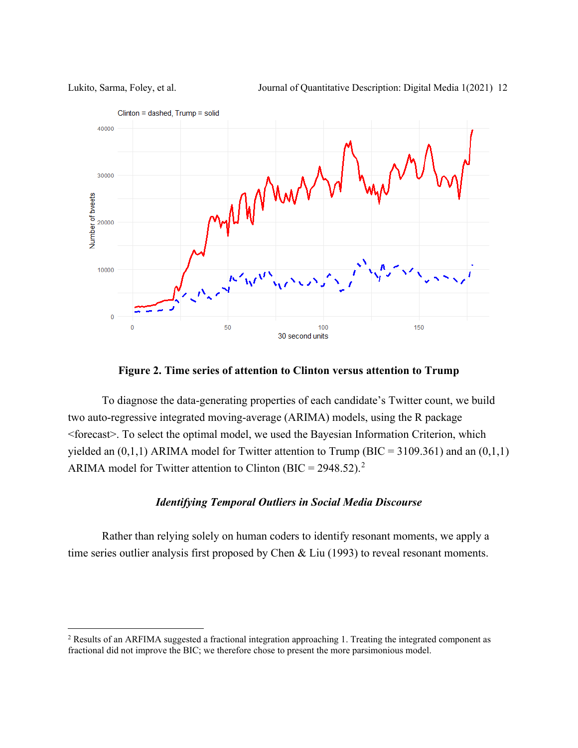**Figure 2. Time series of attention to Clinton versus attention to Trump**

To diagnose the data-generating properties of each candidate's Twitter count, we build two auto-regressive integrated moving-average (ARIMA) models, using the R package <forecast>. To select the optimal model, we used the Bayesian Information Criterion, which yielded an (0,1,1) ARIMA model for Twitter attention to Trump (BIC = 3109.361) and an (0,1,1) ARIMA model for Twitter attention to Clinton (BIC = 2948.52).[2]

### *Identifying Temporal Outliers in Social Media Discourse*

Rather than relying solely on human coders to identify resonant moments, we apply a time series outlier analysis first proposed by Chen & Liu (1993) to reveal resonant moments.

[2] Results of an ARFIMA suggested a fractional integration approaching 1. Treating the integrated component as fractional did not improve the BIC; we therefore chose to present the more parsimonious model.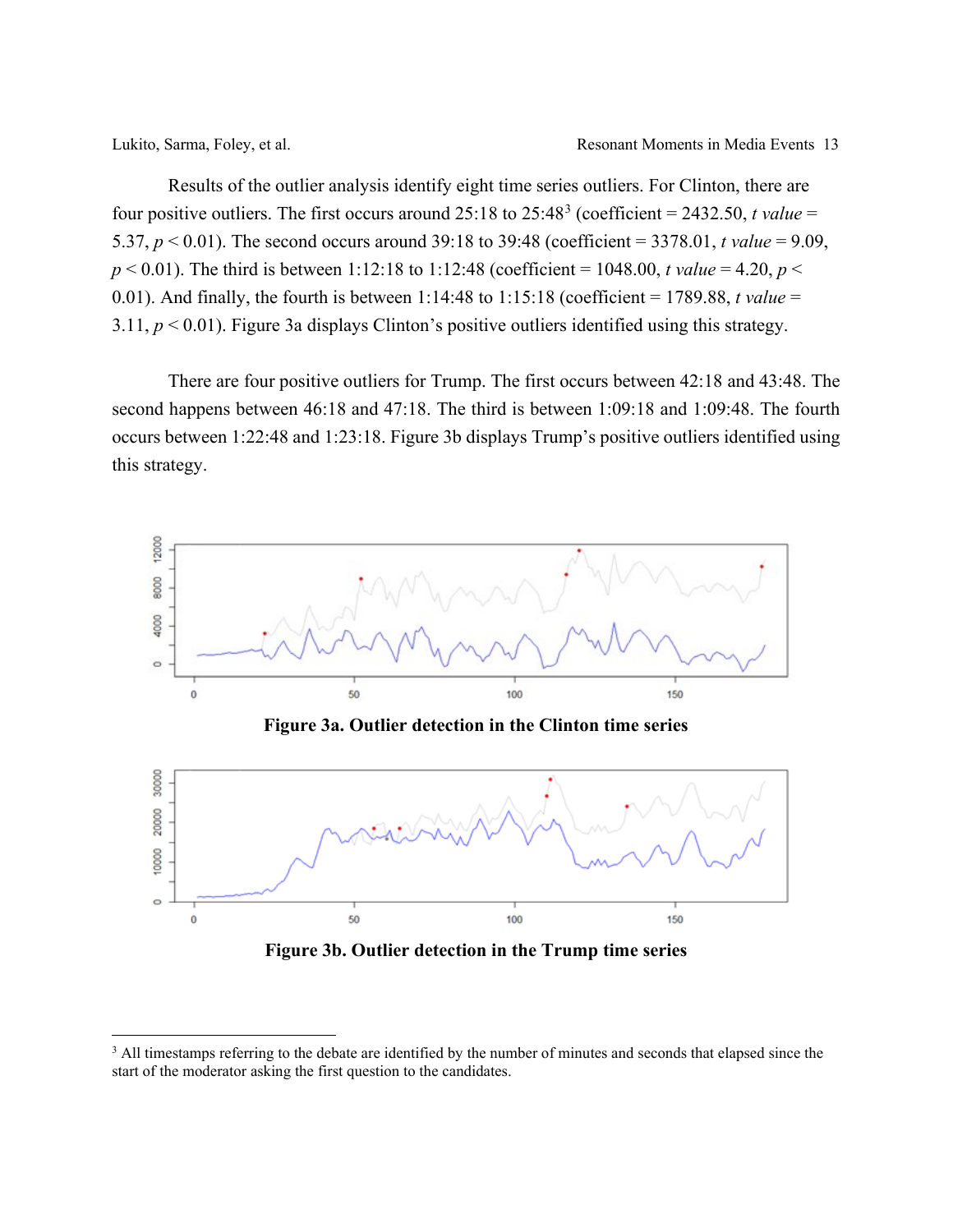Results of the outlier analysis identify eight time series outliers. For Clinton, there are four positive outliers. The first occurs around 25:18 to 25:48[3] (coefficient = 2432.50, *t value* = 5.37, $p < 0.01$). The second occurs around 39:18 to 39:48 (coefficient = 3378.01, *t value* = 9.09, $p < 0.01$). The third is between 1:12:18 to 1:12:48 (coefficient = 1048.00, *t value* = 4.20, $p < 0.01$). And finally, the fourth is between 1:14:48 to 1:15:18 (coefficient = 1789.88, *t value* = 3.11, $p < 0.01$). Figure 3a displays Clinton's positive outliers identified using this strategy.

There are four positive outliers for Trump. The first occurs between 42:18 and 43:48. The second happens between 46:18 and 47:18. The third is between 1:09:18 and 1:09:48. The fourth occurs between 1:22:48 and 1:23:18. Figure 3b displays Trump's positive outliers identified using this strategy.

**Figure 3a. Outlier detection in the Clinton time series**

**Figure 3b. Outlier detection in the Trump time series**

[3] All timestamps referring to the debate are identified by the number of minutes and seconds that elapsed since the start of the moderator asking the first question to the candidates.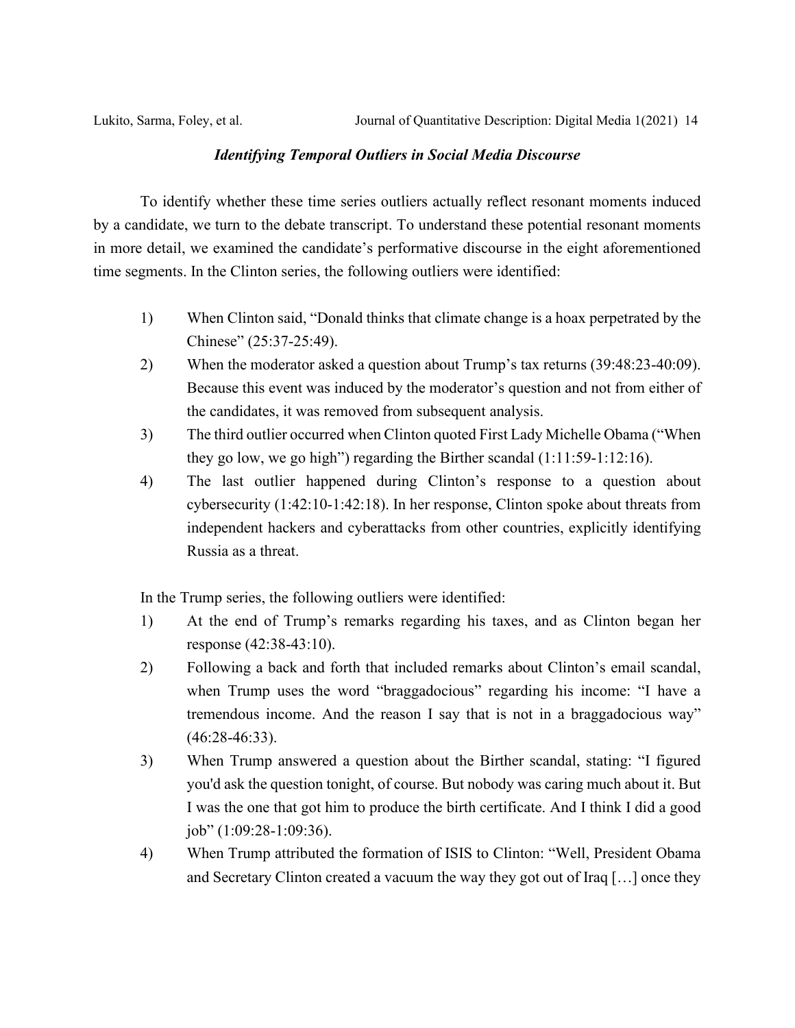### *Identifying Temporal Outliers in Social Media Discourse*

To identify whether these time series outliers actually reflect resonant moments induced by a candidate, we turn to the debate transcript. To understand these potential resonant moments in more detail, we examined the candidate's performative discourse in the eight aforementioned time segments. In the Clinton series, the following outliers were identified:

1) When Clinton said, "Donald thinks that climate change is a hoax perpetrated by the Chinese" (25:37-25:49).
2) When the moderator asked a question about Trump's tax returns (39:48:23-40:09). Because this event was induced by the moderator's question and not from either of the candidates, it was removed from subsequent analysis.
3) The third outlier occurred when Clinton quoted First Lady Michelle Obama ("When they go low, we go high") regarding the Birther scandal (1:11:59-1:12:16).
4) The last outlier happened during Clinton's response to a question about cybersecurity (1:42:10-1:42:18). In her response, Clinton spoke about threats from independent hackers and cyberattacks from other countries, explicitly identifying Russia as a threat.

In the Trump series, the following outliers were identified:

1) At the end of Trump's remarks regarding his taxes, and as Clinton began her response (42:38-43:10).
2) Following a back and forth that included remarks about Clinton's email scandal, when Trump uses the word "braggadocious" regarding his income: "I have a tremendous income. And the reason I say that is not in a braggadocious way" (46:28-46:33).
3) When Trump answered a question about the Birther scandal, stating: "I figured you'd ask the question tonight, of course. But nobody was caring much about it. But I was the one that got him to produce the birth certificate. And I think I did a good job" (1:09:28-1:09:36).
4) When Trump attributed the formation of ISIS to Clinton: "Well, President Obama and Secretary Clinton created a vacuum the way they got out of Iraq […] once they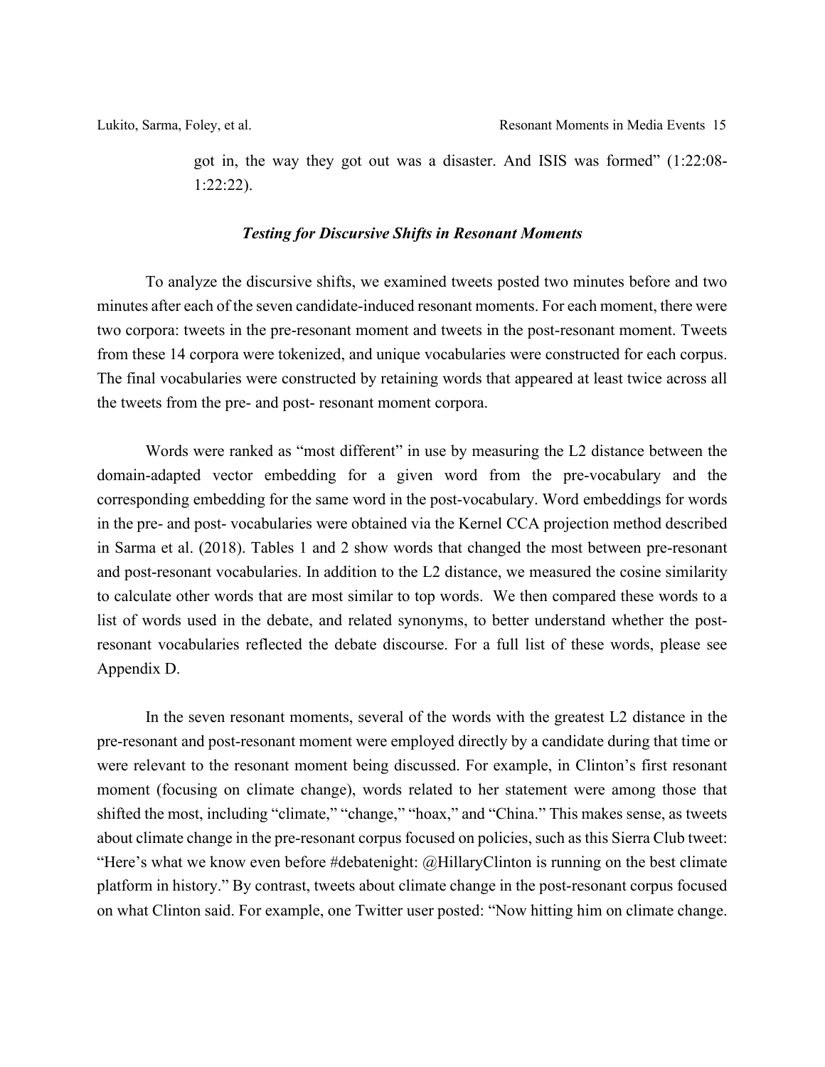got in, the way they got out was a disaster. And ISIS was formed" (1:22:08-1:22:22).

### ***Testing for Discursive Shifts in Resonant Moments***

To analyze the discursive shifts, we examined tweets posted two minutes before and two minutes after each of the seven candidate-induced resonant moments. For each moment, there were two corpora: tweets in the pre-resonant moment and tweets in the post-resonant moment. Tweets from these 14 corpora were tokenized, and unique vocabularies were constructed for each corpus. The final vocabularies were constructed by retaining words that appeared at least twice across all the tweets from the pre- and post- resonant moment corpora.

Words were ranked as "most different" in use by measuring the L2 distance between the domain-adapted vector embedding for a given word from the pre-vocabulary and the corresponding embedding for the same word in the post-vocabulary. Word embeddings for words in the pre- and post- vocabularies were obtained via the Kernel CCA projection method described in Sarma et al. (2018). Tables 1 and 2 show words that changed the most between pre-resonant and post-resonant vocabularies. In addition to the L2 distance, we measured the cosine similarity to calculate other words that are most similar to top words. We then compared these words to a list of words used in the debate, and related synonyms, to better understand whether the post-resonant vocabularies reflected the debate discourse. For a full list of these words, please see Appendix D.

In the seven resonant moments, several of the words with the greatest L2 distance in the pre-resonant and post-resonant moment were employed directly by a candidate during that time or were relevant to the resonant moment being discussed. For example, in Clinton's first resonant moment (focusing on climate change), words related to her statement were among those that shifted the most, including "climate," "change," "hoax," and "China." This makes sense, as tweets about climate change in the pre-resonant corpus focused on policies, such as this Sierra Club tweet: "Here's what we know even before #debatenight: @HillaryClinton is running on the best climate platform in history." By contrast, tweets about climate change in the post-resonant corpus focused on what Clinton said. For example, one Twitter user posted: "Now hitting him on climate change.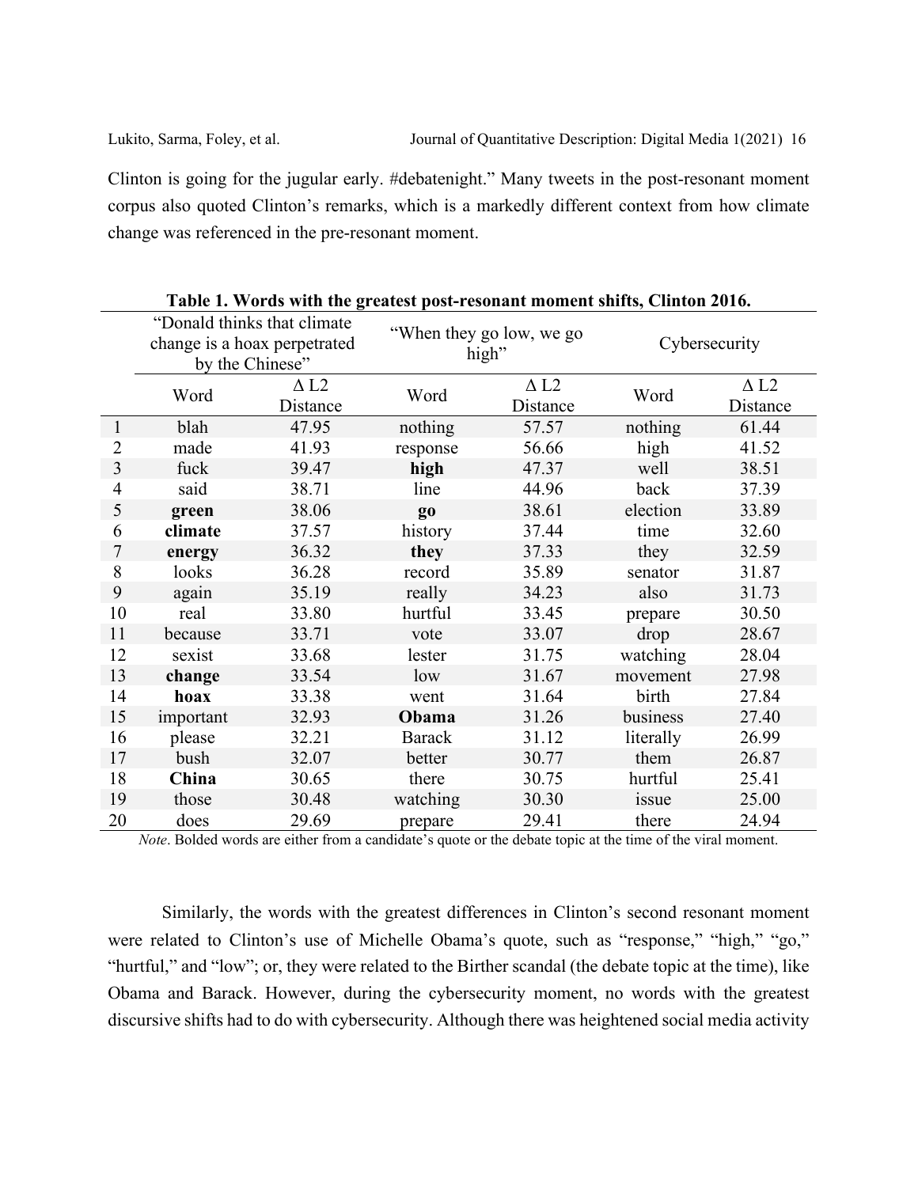Clinton is going for the jugular early. #debatenight." Many tweets in the post-resonant moment corpus also quoted Clinton's remarks, which is a markedly different context from how climate change was referenced in the pre-resonant moment.

**Table 1. Words with the greatest post-resonant moment shifts, Clinton 2016.**

| | "Donald thinks that climate change is a hoax perpetrated by the Chinese" | | "When they go low, we go high" | | Cybersecurity | |
|---|---|---|---|---|---|---|
| | Word | Δ L2 Distance | Word | Δ L2 Distance | Word | Δ L2 Distance |
| 1 | blah | 47.95 | nothing | 57.57 | nothing | 61.44 |
| 2 | made | 41.93 | response | 56.66 | high | 41.52 |
| 3 | fuck | 39.47 | **high** | 47.37 | well | 38.51 |
| 4 | said | 38.71 | line | 44.96 | back | 37.39 |
| 5 | **green** | 38.06 | **go** | 38.61 | election | 33.89 |
| 6 | **climate** | 37.57 | history | 37.44 | time | 32.60 |
| 7 | **energy** | 36.32 | **they** | 37.33 | they | 32.59 |
| 8 | looks | 36.28 | record | 35.89 | senator | 31.87 |
| 9 | again | 35.19 | really | 34.23 | also | 31.73 |
| 10 | real | 33.80 | hurtful | 33.45 | prepare | 30.50 |
| 11 | because | 33.71 | vote | 33.07 | drop | 28.67 |
| 12 | sexist | 33.68 | lester | 31.75 | watching | 28.04 |
| 13 | **change** | 33.54 | low | 31.67 | movement | 27.98 |
| 14 | **hoax** | 33.38 | went | 31.64 | birth | 27.84 |
| 15 | important | 32.93 | **Obama** | 31.26 | business | 27.40 |
| 16 | please | 32.21 | Barack | 31.12 | literally | 26.99 |
| 17 | bush | 32.07 | better | 30.77 | them | 26.87 |
| 18 | **China** | 30.65 | there | 30.75 | hurtful | 25.41 |
| 19 | those | 30.48 | watching | 30.30 | issue | 25.00 |
| 20 | does | 29.69 | prepare | 29.41 | there | 24.94 |

*Note*. Bolded words are either from a candidate's quote or the debate topic at the time of the viral moment.

Similarly, the words with the greatest differences in Clinton's second resonant moment were related to Clinton's use of Michelle Obama's quote, such as "response," "high," "go," "hurtful," and "low"; or, they were related to the Birther scandal (the debate topic at the time), like Obama and Barack. However, during the cybersecurity moment, no words with the greatest discursive shifts had to do with cybersecurity. Although there was heightened social media activity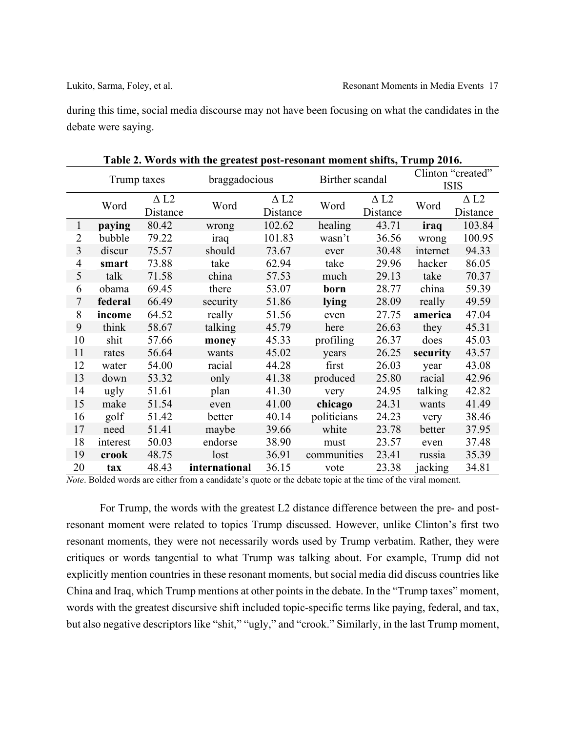during this time, social media discourse may not have been focusing on what the candidates in the debate were saying.

**Table 2. Words with the greatest post-resonant moment shifts, Trump 2016.**

| | Trump taxes | | braggadocious | | Birther scandal | | Clinton "created" ISIS | |
|---|---|---|---|---|---|---|---|---|
| | Word | Δ L2 Distance | Word | Δ L2 Distance | Word | Δ L2 Distance | Word | Δ L2 Distance |
| 1 | **paying** | 80.42 | wrong | 102.62 | healing | 43.71 | **iraq** | 103.84 |
| 2 | bubble | 79.22 | iraq | 101.83 | wasn't | 36.56 | wrong | 100.95 |
| 3 | discur | 75.57 | should | 73.67 | ever | 30.48 | internet | 94.33 |
| 4 | **smart** | 73.88 | take | 62.94 | take | 29.96 | hacker | 86.05 |
| 5 | talk | 71.58 | china | 57.53 | much | 29.13 | take | 70.37 |
| 6 | obama | 69.45 | there | 53.07 | **born** | 28.77 | china | 59.39 |
| 7 | **federal** | 66.49 | security | 51.86 | **lying** | 28.09 | really | 49.59 |
| 8 | **income** | 64.52 | really | 51.56 | even | 27.75 | **america** | 47.04 |
| 9 | think | 58.67 | talking | 45.79 | here | 26.63 | they | 45.31 |
| 10 | shit | 57.66 | **money** | 45.33 | profiling | 26.37 | does | 45.03 |
| 11 | rates | 56.64 | wants | 45.02 | years | 26.25 | **security** | 43.57 |
| 12 | water | 54.00 | racial | 44.28 | first | 26.03 | year | 43.08 |
| 13 | down | 53.32 | only | 41.38 | produced | 25.80 | racial | 42.96 |
| 14 | ugly | 51.61 | plan | 41.30 | very | 24.95 | talking | 42.82 |
| 15 | make | 51.54 | even | 41.00 | **chicago** | 24.31 | wants | 41.49 |
| 16 | golf | 51.42 | better | 40.14 | politicians | 24.23 | very | 38.46 |
| 17 | need | 51.41 | maybe | 39.66 | white | 23.78 | better | 37.95 |
| 18 | interest | 50.03 | endorse | 38.90 | must | 23.57 | even | 37.48 |
| 19 | **crook** | 48.75 | lost | 36.91 | communities | 23.41 | russia | 35.39 |
| 20 | **tax** | 48.43 | **international** | 36.15 | vote | 23.38 | jacking | 34.81 |

*Note*. Bolded words are either from a candidate's quote or the debate topic at the time of the viral moment.

For Trump, the words with the greatest L2 distance difference between the pre- and post-resonant moment were related to topics Trump discussed. However, unlike Clinton's first two resonant moments, they were not necessarily words used by Trump verbatim. Rather, they were critiques or words tangential to what Trump was talking about. For example, Trump did not explicitly mention countries in these resonant moments, but social media did discuss countries like China and Iraq, which Trump mentions at other points in the debate. In the "Trump taxes" moment, words with the greatest discursive shift included topic-specific terms like paying, federal, and tax, but also negative descriptors like "shit," "ugly," and "crook." Similarly, in the last Trump moment,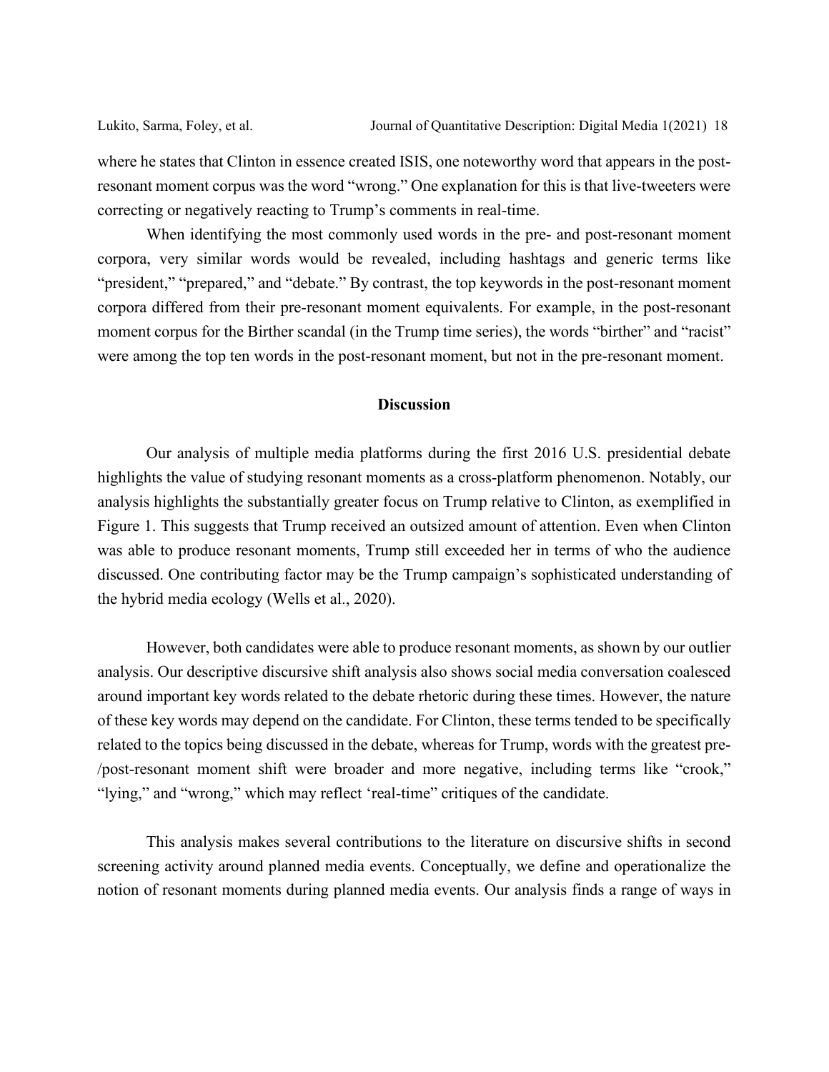where he states that Clinton in essence created ISIS, one noteworthy word that appears in the post-resonant moment corpus was the word "wrong." One explanation for this is that live-tweeters were correcting or negatively reacting to Trump's comments in real-time.

When identifying the most commonly used words in the pre- and post-resonant moment corpora, very similar words would be revealed, including hashtags and generic terms like "president," "prepared," and "debate." By contrast, the top keywords in the post-resonant moment corpora differed from their pre-resonant moment equivalents. For example, in the post-resonant moment corpus for the Birther scandal (in the Trump time series), the words "birther" and "racist" were among the top ten words in the post-resonant moment, but not in the pre-resonant moment.

## Discussion

Our analysis of multiple media platforms during the first 2016 U.S. presidential debate highlights the value of studying resonant moments as a cross-platform phenomenon. Notably, our analysis highlights the substantially greater focus on Trump relative to Clinton, as exemplified in Figure 1. This suggests that Trump received an outsized amount of attention. Even when Clinton was able to produce resonant moments, Trump still exceeded her in terms of who the audience discussed. One contributing factor may be the Trump campaign's sophisticated understanding of the hybrid media ecology (Wells et al., 2020).

However, both candidates were able to produce resonant moments, as shown by our outlier analysis. Our descriptive discursive shift analysis also shows social media conversation coalesced around important key words related to the debate rhetoric during these times. However, the nature of these key words may depend on the candidate. For Clinton, these terms tended to be specifically related to the topics being discussed in the debate, whereas for Trump, words with the greatest pre-/post-resonant moment shift were broader and more negative, including terms like "crook," "lying," and "wrong," which may reflect 'real-time" critiques of the candidate.

This analysis makes several contributions to the literature on discursive shifts in second screening activity around planned media events. Conceptually, we define and operationalize the notion of resonant moments during planned media events. Our analysis finds a range of ways in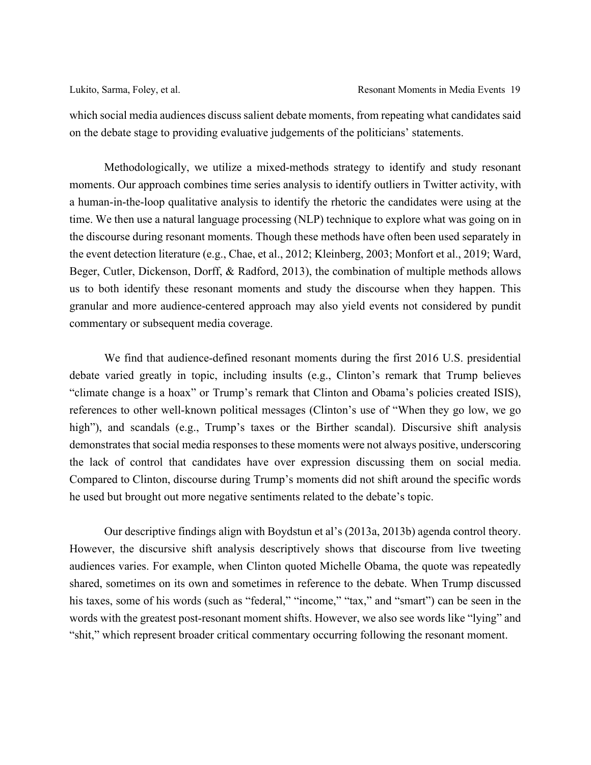which social media audiences discuss salient debate moments, from repeating what candidates said on the debate stage to providing evaluative judgements of the politicians' statements.

Methodologically, we utilize a mixed-methods strategy to identify and study resonant moments. Our approach combines time series analysis to identify outliers in Twitter activity, with a human-in-the-loop qualitative analysis to identify the rhetoric the candidates were using at the time. We then use a natural language processing (NLP) technique to explore what was going on in the discourse during resonant moments. Though these methods have often been used separately in the event detection literature (e.g., Chae, et al., 2012; Kleinberg, 2003; Monfort et al., 2019; Ward, Beger, Cutler, Dickenson, Dorff, & Radford, 2013), the combination of multiple methods allows us to both identify these resonant moments and study the discourse when they happen. This granular and more audience-centered approach may also yield events not considered by pundit commentary or subsequent media coverage.

We find that audience-defined resonant moments during the first 2016 U.S. presidential debate varied greatly in topic, including insults (e.g., Clinton's remark that Trump believes "climate change is a hoax" or Trump's remark that Clinton and Obama's policies created ISIS), references to other well-known political messages (Clinton's use of "When they go low, we go high"), and scandals (e.g., Trump's taxes or the Birther scandal). Discursive shift analysis demonstrates that social media responses to these moments were not always positive, underscoring the lack of control that candidates have over expression discussing them on social media. Compared to Clinton, discourse during Trump's moments did not shift around the specific words he used but brought out more negative sentiments related to the debate's topic.

Our descriptive findings align with Boydstun et al's (2013a, 2013b) agenda control theory. However, the discursive shift analysis descriptively shows that discourse from live tweeting audiences varies. For example, when Clinton quoted Michelle Obama, the quote was repeatedly shared, sometimes on its own and sometimes in reference to the debate. When Trump discussed his taxes, some of his words (such as "federal," "income," "tax," and "smart") can be seen in the words with the greatest post-resonant moment shifts. However, we also see words like "lying" and "shit," which represent broader critical commentary occurring following the resonant moment.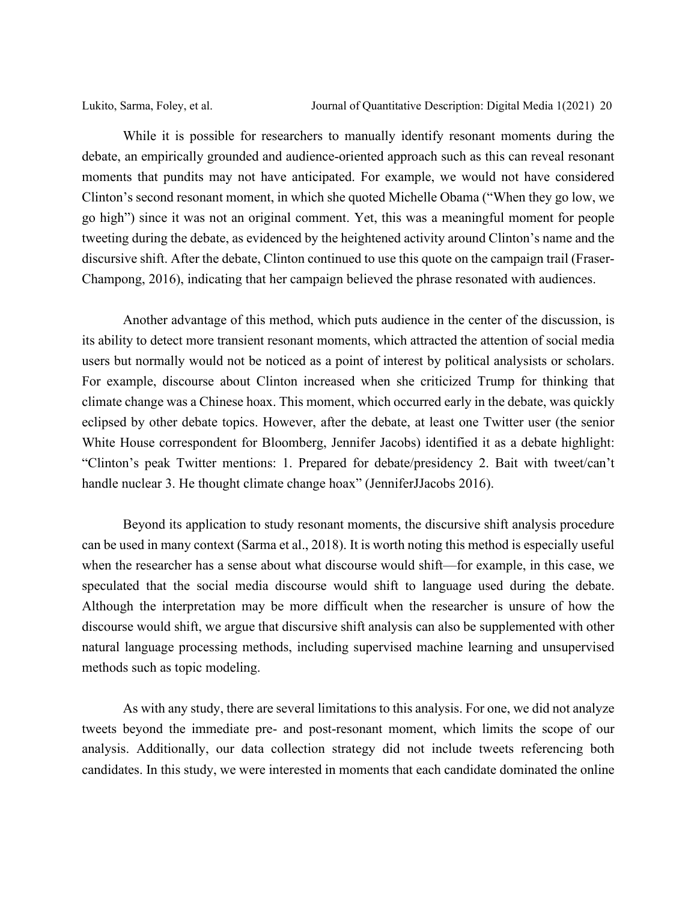While it is possible for researchers to manually identify resonant moments during the debate, an empirically grounded and audience-oriented approach such as this can reveal resonant moments that pundits may not have anticipated. For example, we would not have considered Clinton's second resonant moment, in which she quoted Michelle Obama ("When they go low, we go high") since it was not an original comment. Yet, this was a meaningful moment for people tweeting during the debate, as evidenced by the heightened activity around Clinton's name and the discursive shift. After the debate, Clinton continued to use this quote on the campaign trail (Fraser-Champong, 2016), indicating that her campaign believed the phrase resonated with audiences.

Another advantage of this method, which puts audience in the center of the discussion, is its ability to detect more transient resonant moments, which attracted the attention of social media users but normally would not be noticed as a point of interest by political analysists or scholars. For example, discourse about Clinton increased when she criticized Trump for thinking that climate change was a Chinese hoax. This moment, which occurred early in the debate, was quickly eclipsed by other debate topics. However, after the debate, at least one Twitter user (the senior White House correspondent for Bloomberg, Jennifer Jacobs) identified it as a debate highlight: "Clinton's peak Twitter mentions: 1. Prepared for debate/presidency 2. Bait with tweet/can't handle nuclear 3. He thought climate change hoax" (JenniferJJacobs 2016).

Beyond its application to study resonant moments, the discursive shift analysis procedure can be used in many context (Sarma et al., 2018). It is worth noting this method is especially useful when the researcher has a sense about what discourse would shift—for example, in this case, we speculated that the social media discourse would shift to language used during the debate. Although the interpretation may be more difficult when the researcher is unsure of how the discourse would shift, we argue that discursive shift analysis can also be supplemented with other natural language processing methods, including supervised machine learning and unsupervised methods such as topic modeling.

As with any study, there are several limitations to this analysis. For one, we did not analyze tweets beyond the immediate pre- and post-resonant moment, which limits the scope of our analysis. Additionally, our data collection strategy did not include tweets referencing both candidates. In this study, we were interested in moments that each candidate dominated the online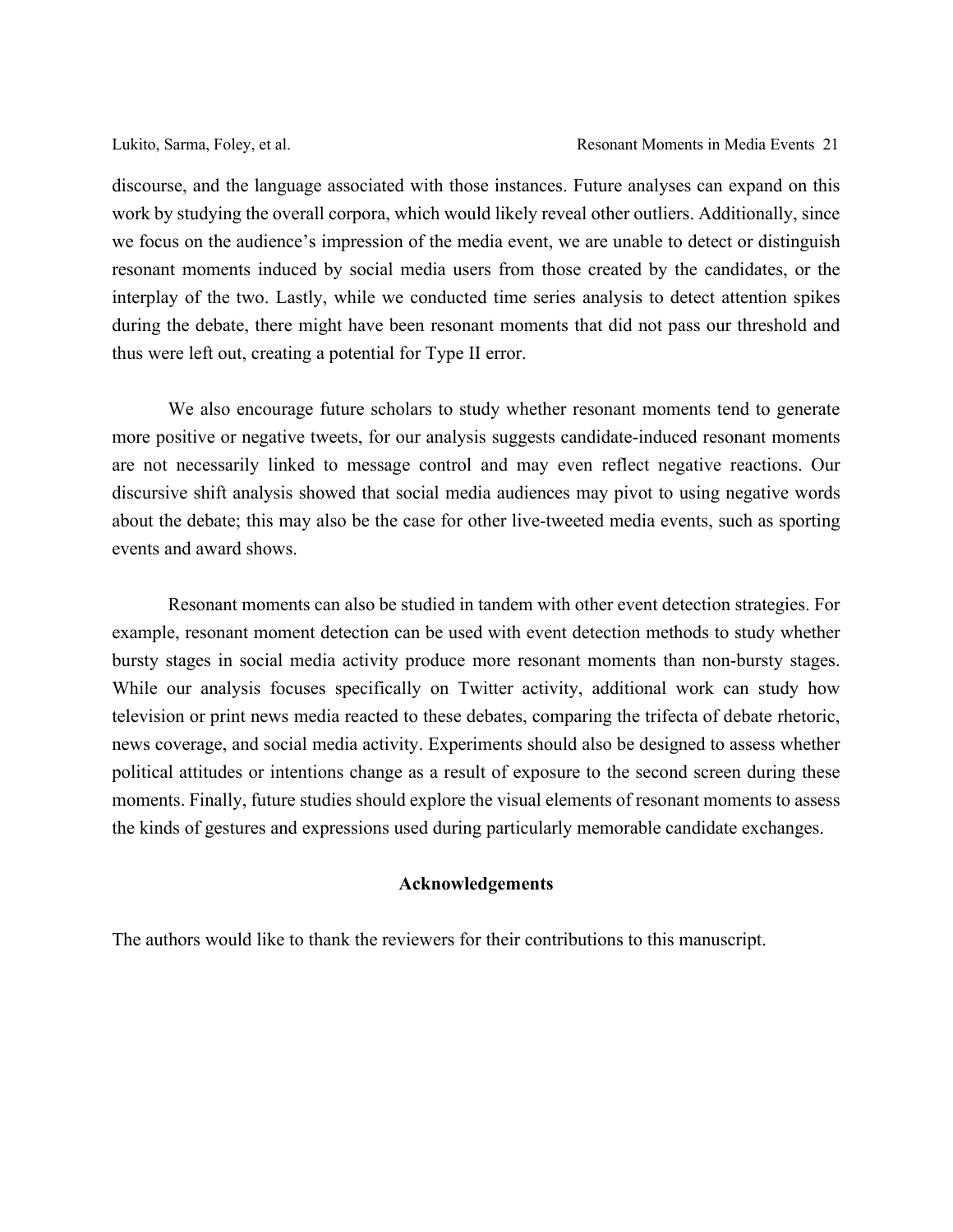discourse, and the language associated with those instances. Future analyses can expand on this work by studying the overall corpora, which would likely reveal other outliers. Additionally, since we focus on the audience's impression of the media event, we are unable to detect or distinguish resonant moments induced by social media users from those created by the candidates, or the interplay of the two. Lastly, while we conducted time series analysis to detect attention spikes during the debate, there might have been resonant moments that did not pass our threshold and thus were left out, creating a potential for Type II error.

We also encourage future scholars to study whether resonant moments tend to generate more positive or negative tweets, for our analysis suggests candidate-induced resonant moments are not necessarily linked to message control and may even reflect negative reactions. Our discursive shift analysis showed that social media audiences may pivot to using negative words about the debate; this may also be the case for other live-tweeted media events, such as sporting events and award shows.

Resonant moments can also be studied in tandem with other event detection strategies. For example, resonant moment detection can be used with event detection methods to study whether bursty stages in social media activity produce more resonant moments than non-bursty stages. While our analysis focuses specifically on Twitter activity, additional work can study how television or print news media reacted to these debates, comparing the trifecta of debate rhetoric, news coverage, and social media activity. Experiments should also be designed to assess whether political attitudes or intentions change as a result of exposure to the second screen during these moments. Finally, future studies should explore the visual elements of resonant moments to assess the kinds of gestures and expressions used during particularly memorable candidate exchanges.

## Acknowledgements

The authors would like to thank the reviewers for their contributions to this manuscript.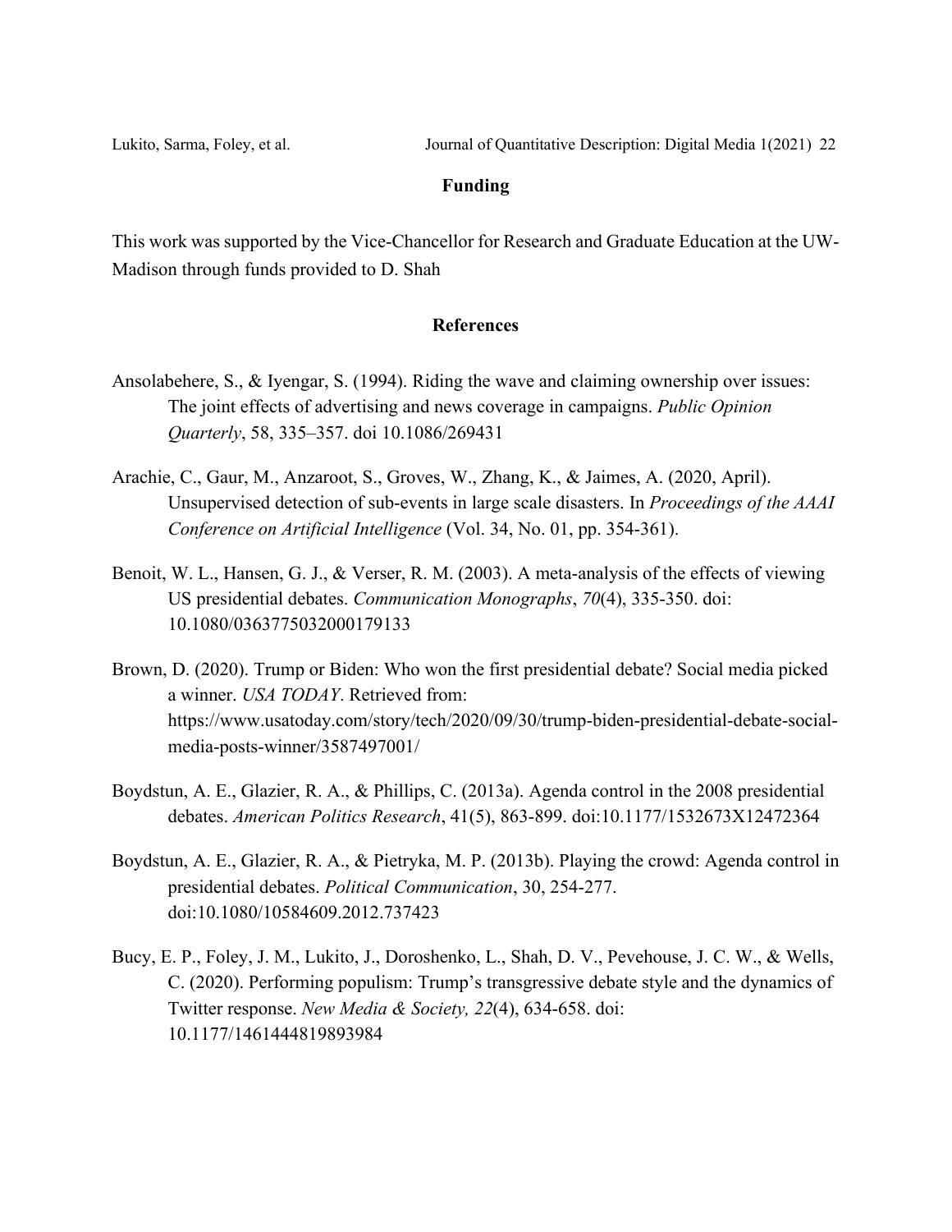## Funding

This work was supported by the Vice-Chancellor for Research and Graduate Education at the UW-Madison through funds provided to D. Shah

## References

Ansolabehere, S., & Iyengar, S. (1994). Riding the wave and claiming ownership over issues: The joint effects of advertising and news coverage in campaigns. *Public Opinion Quarterly*, 58, 335–357. doi 10.1086/269431

Arachie, C., Gaur, M., Anzaroot, S., Groves, W., Zhang, K., & Jaimes, A. (2020, April). Unsupervised detection of sub-events in large scale disasters. In *Proceedings of the AAAI Conference on Artificial Intelligence* (Vol. 34, No. 01, pp. 354-361).

Benoit, W. L., Hansen, G. J., & Verser, R. M. (2003). A meta-analysis of the effects of viewing US presidential debates. *Communication Monographs*, *70*(4), 335-350. doi: 10.1080/0363775032000179133

Brown, D. (2020). Trump or Biden: Who won the first presidential debate? Social media picked a winner. *USA TODAY*. Retrieved from: https://www.usatoday.com/story/tech/2020/09/30/trump-biden-presidential-debate-social-media-posts-winner/3587497001/

Boydstun, A. E., Glazier, R. A., & Phillips, C. (2013a). Agenda control in the 2008 presidential debates. *American Politics Research*, 41(5), 863-899. doi:10.1177/1532673X12472364

Boydstun, A. E., Glazier, R. A., & Pietryka, M. P. (2013b). Playing the crowd: Agenda control in presidential debates. *Political Communication*, 30, 254-277. doi:10.1080/10584609.2012.737423

Bucy, E. P., Foley, J. M., Lukito, J., Doroshenko, L., Shah, D. V., Pevehouse, J. C. W., & Wells, C. (2020). Performing populism: Trump's transgressive debate style and the dynamics of Twitter response. *New Media & Society, 22*(4), 634-658. doi: 10.1177/1461444819893984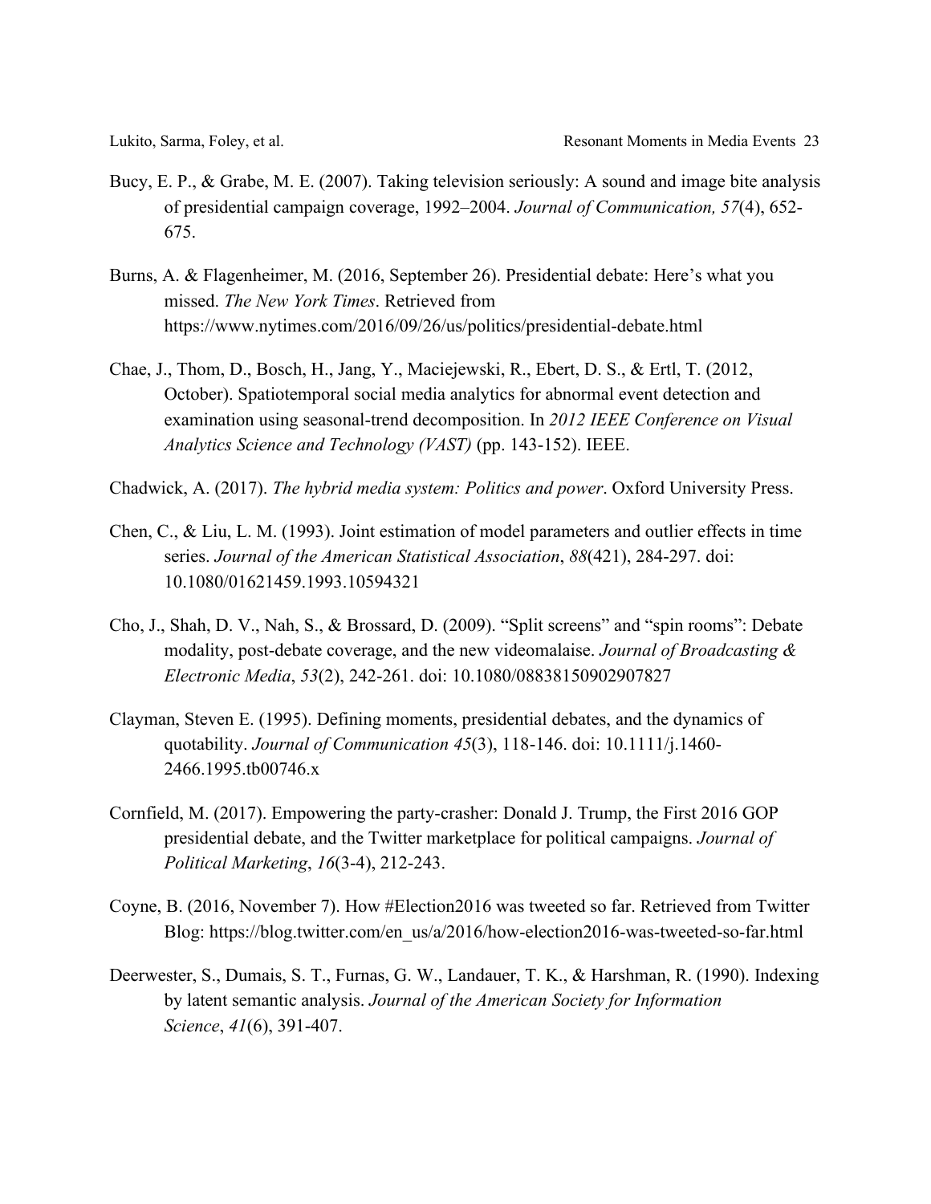Bucy, E. P., & Grabe, M. E. (2007). Taking television seriously: A sound and image bite analysis of presidential campaign coverage, 1992–2004. *Journal of Communication, 57*(4), 652-675.

Burns, A. & Flagenheimer, M. (2016, September 26). Presidential debate: Here's what you missed. *The New York Times*. Retrieved from https://www.nytimes.com/2016/09/26/us/politics/presidential-debate.html

Chae, J., Thom, D., Bosch, H., Jang, Y., Maciejewski, R., Ebert, D. S., & Ertl, T. (2012, October). Spatiotemporal social media analytics for abnormal event detection and examination using seasonal-trend decomposition. In *2012 IEEE Conference on Visual Analytics Science and Technology (VAST)* (pp. 143-152). IEEE.

Chadwick, A. (2017). *The hybrid media system: Politics and power*. Oxford University Press.

Chen, C., & Liu, L. M. (1993). Joint estimation of model parameters and outlier effects in time series. *Journal of the American Statistical Association*, *88*(421), 284-297. doi: 10.1080/01621459.1993.10594321

Cho, J., Shah, D. V., Nah, S., & Brossard, D. (2009). "Split screens" and "spin rooms": Debate modality, post-debate coverage, and the new videomalaise. *Journal of Broadcasting & Electronic Media*, *53*(2), 242-261. doi: 10.1080/08838150902907827

Clayman, Steven E. (1995). Defining moments, presidential debates, and the dynamics of quotability. *Journal of Communication 45*(3), 118-146. doi: 10.1111/j.1460-2466.1995.tb00746.x

Cornfield, M. (2017). Empowering the party-crasher: Donald J. Trump, the First 2016 GOP presidential debate, and the Twitter marketplace for political campaigns. *Journal of Political Marketing*, *16*(3-4), 212-243.

Coyne, B. (2016, November 7). How #Election2016 was tweeted so far. Retrieved from Twitter Blog: https://blog.twitter.com/en_us/a/2016/how-election2016-was-tweeted-so-far.html

Deerwester, S., Dumais, S. T., Furnas, G. W., Landauer, T. K., & Harshman, R. (1990). Indexing by latent semantic analysis. *Journal of the American Society for Information Science*, *41*(6), 391-407.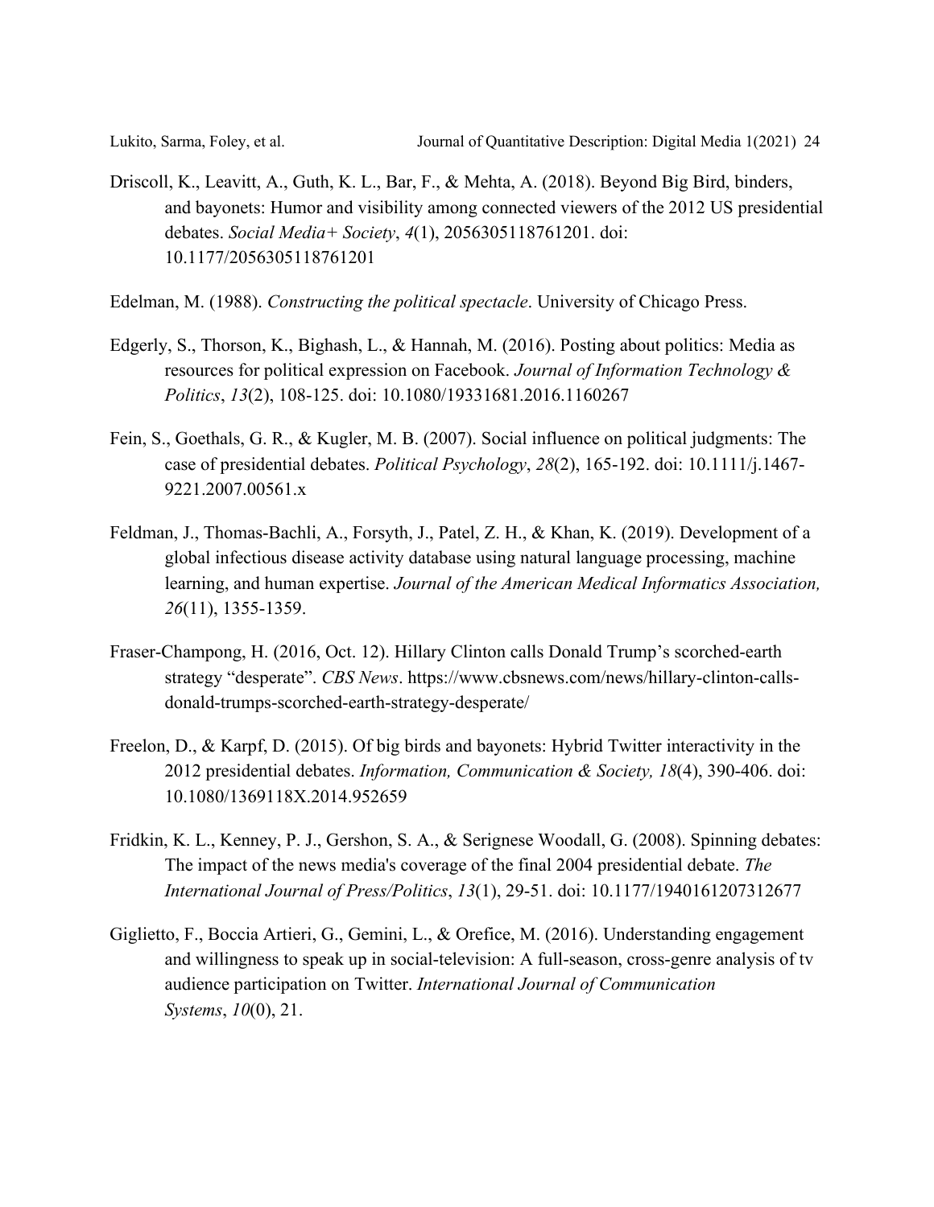Driscoll, K., Leavitt, A., Guth, K. L., Bar, F., & Mehta, A. (2018). Beyond Big Bird, binders, and bayonets: Humor and visibility among connected viewers of the 2012 US presidential debates. *Social Media+ Society*, *4*(1), 2056305118761201. doi: 10.1177/2056305118761201

Edelman, M. (1988). *Constructing the political spectacle*. University of Chicago Press.

Edgerly, S., Thorson, K., Bighash, L., & Hannah, M. (2016). Posting about politics: Media as resources for political expression on Facebook. *Journal of Information Technology & Politics*, *13*(2), 108-125. doi: 10.1080/19331681.2016.1160267

Fein, S., Goethals, G. R., & Kugler, M. B. (2007). Social influence on political judgments: The case of presidential debates. *Political Psychology*, *28*(2), 165-192. doi: 10.1111/j.1467-9221.2007.00561.x

Feldman, J., Thomas-Bachli, A., Forsyth, J., Patel, Z. H., & Khan, K. (2019). Development of a global infectious disease activity database using natural language processing, machine learning, and human expertise. *Journal of the American Medical Informatics Association, 26*(11), 1355-1359.

Fraser-Champong, H. (2016, Oct. 12). Hillary Clinton calls Donald Trump's scorched-earth strategy "desperate". *CBS News*. https://www.cbsnews.com/news/hillary-clinton-calls-donald-trumps-scorched-earth-strategy-desperate/

Freelon, D., & Karpf, D. (2015). Of big birds and bayonets: Hybrid Twitter interactivity in the 2012 presidential debates. *Information, Communication & Society, 18*(4), 390-406. doi: 10.1080/1369118X.2014.952659

Fridkin, K. L., Kenney, P. J., Gershon, S. A., & Serignese Woodall, G. (2008). Spinning debates: The impact of the news media's coverage of the final 2004 presidential debate. *The International Journal of Press/Politics*, *13*(1), 29-51. doi: 10.1177/1940161207312677

Giglietto, F., Boccia Artieri, G., Gemini, L., & Orefice, M. (2016). Understanding engagement and willingness to speak up in social-television: A full-season, cross-genre analysis of tv audience participation on Twitter. *International Journal of Communication Systems*, *10*(0), 21.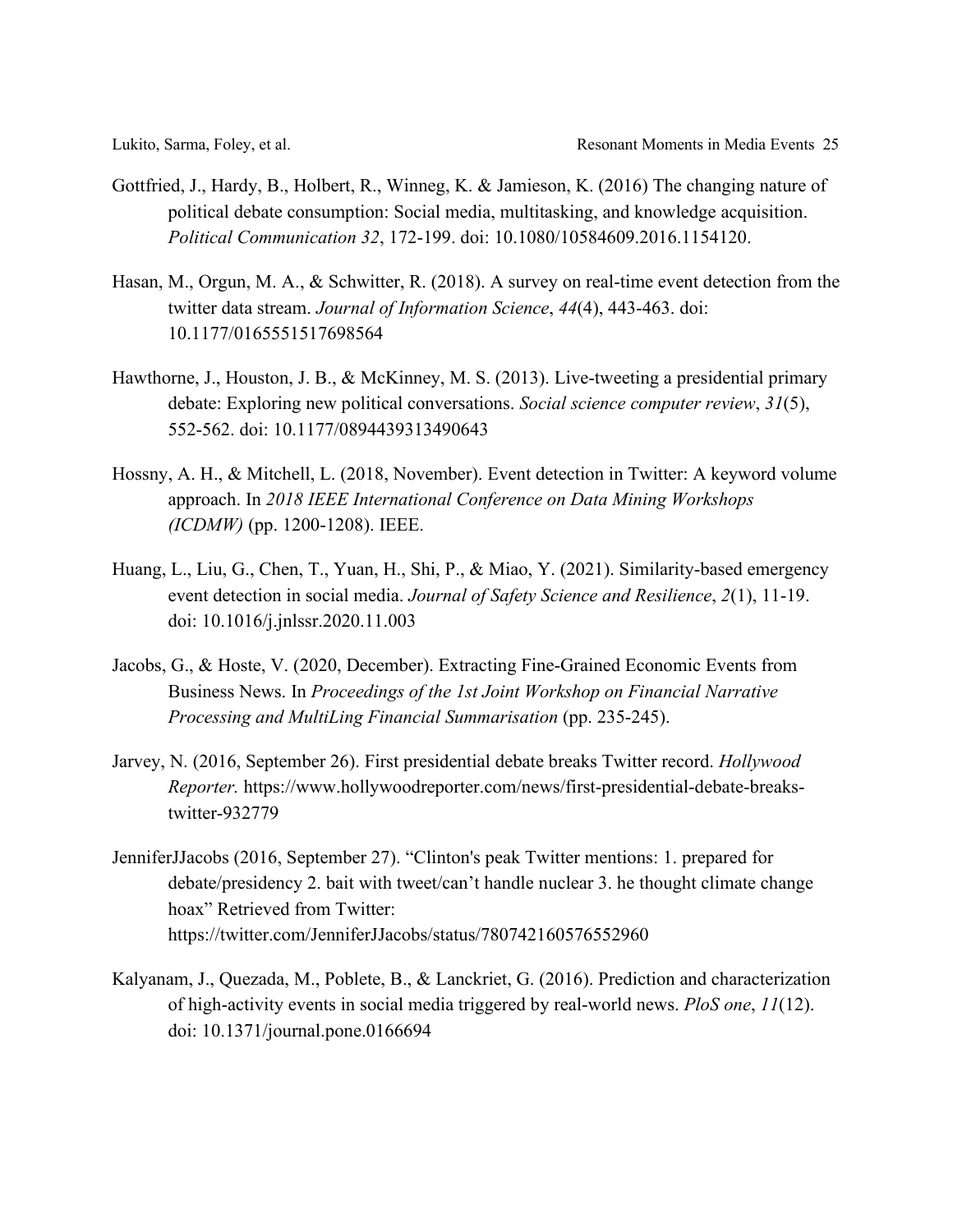Gottfried, J., Hardy, B., Holbert, R., Winneg, K. & Jamieson, K. (2016) The changing nature of political debate consumption: Social media, multitasking, and knowledge acquisition. *Political Communication 32*, 172-199. doi: 10.1080/10584609.2016.1154120.

Hasan, M., Orgun, M. A., & Schwitter, R. (2018). A survey on real-time event detection from the twitter data stream. *Journal of Information Science*, *44*(4), 443-463. doi: 10.1177/0165551517698564

Hawthorne, J., Houston, J. B., & McKinney, M. S. (2013). Live-tweeting a presidential primary debate: Exploring new political conversations. *Social science computer review*, *31*(5), 552-562. doi: 10.1177/0894439313490643

Hossny, A. H., & Mitchell, L. (2018, November). Event detection in Twitter: A keyword volume approach. In *2018 IEEE International Conference on Data Mining Workshops (ICDMW)* (pp. 1200-1208). IEEE.

Huang, L., Liu, G., Chen, T., Yuan, H., Shi, P., & Miao, Y. (2021). Similarity-based emergency event detection in social media. *Journal of Safety Science and Resilience*, *2*(1), 11-19. doi: 10.1016/j.jnlssr.2020.11.003

Jacobs, G., & Hoste, V. (2020, December). Extracting Fine-Grained Economic Events from Business News. In *Proceedings of the 1st Joint Workshop on Financial Narrative Processing and MultiLing Financial Summarisation* (pp. 235-245).

Jarvey, N. (2016, September 26). First presidential debate breaks Twitter record. *Hollywood Reporter.* https://www.hollywoodreporter.com/news/first-presidential-debate-breaks-twitter-932779

JenniferJJacobs (2016, September 27). "Clinton's peak Twitter mentions: 1. prepared for debate/presidency 2. bait with tweet/can't handle nuclear 3. he thought climate change hoax" Retrieved from Twitter: https://twitter.com/JenniferJJacobs/status/780742160576552960

Kalyanam, J., Quezada, M., Poblete, B., & Lanckriet, G. (2016). Prediction and characterization of high-activity events in social media triggered by real-world news. *PloS one*, *11*(12). doi: 10.1371/journal.pone.0166694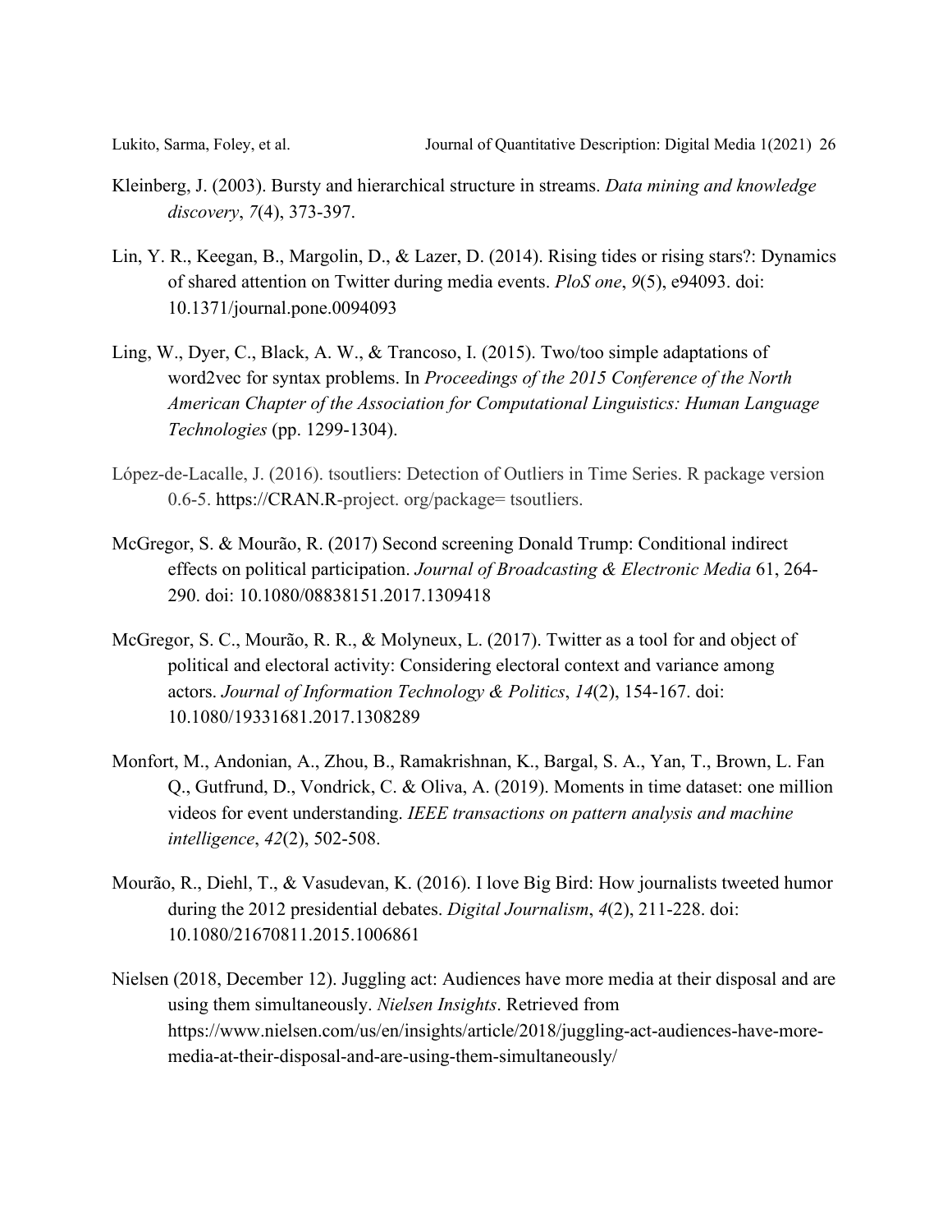Kleinberg, J. (2003). Bursty and hierarchical structure in streams. *Data mining and knowledge discovery*, *7*(4), 373-397.

Lin, Y. R., Keegan, B., Margolin, D., & Lazer, D. (2014). Rising tides or rising stars?: Dynamics of shared attention on Twitter during media events. *PloS one*, *9*(5), e94093. doi: 10.1371/journal.pone.0094093

Ling, W., Dyer, C., Black, A. W., & Trancoso, I. (2015). Two/too simple adaptations of word2vec for syntax problems. In *Proceedings of the 2015 Conference of the North American Chapter of the Association for Computational Linguistics: Human Language Technologies* (pp. 1299-1304).

López-de-Lacalle, J. (2016). tsoutliers: Detection of Outliers in Time Series. R package version 0.6-5. https://CRAN.R-project. org/package= tsoutliers.

McGregor, S. & Mourão, R. (2017) Second screening Donald Trump: Conditional indirect effects on political participation. *Journal of Broadcasting & Electronic Media* 61, 264-290. doi: 10.1080/08838151.2017.1309418

McGregor, S. C., Mourão, R. R., & Molyneux, L. (2017). Twitter as a tool for and object of political and electoral activity: Considering electoral context and variance among actors. *Journal of Information Technology & Politics*, *14*(2), 154-167. doi: 10.1080/19331681.2017.1308289

Monfort, M., Andonian, A., Zhou, B., Ramakrishnan, K., Bargal, S. A., Yan, T., Brown, L. Fan Q., Gutfrund, D., Vondrick, C. & Oliva, A. (2019). Moments in time dataset: one million videos for event understanding. *IEEE transactions on pattern analysis and machine intelligence*, *42*(2), 502-508.

Mourão, R., Diehl, T., & Vasudevan, K. (2016). I love Big Bird: How journalists tweeted humor during the 2012 presidential debates. *Digital Journalism*, *4*(2), 211-228. doi: 10.1080/21670811.2015.1006861

Nielsen (2018, December 12). Juggling act: Audiences have more media at their disposal and are using them simultaneously. *Nielsen Insights*. Retrieved from https://www.nielsen.com/us/en/insights/article/2018/juggling-act-audiences-have-more-media-at-their-disposal-and-are-using-them-simultaneously/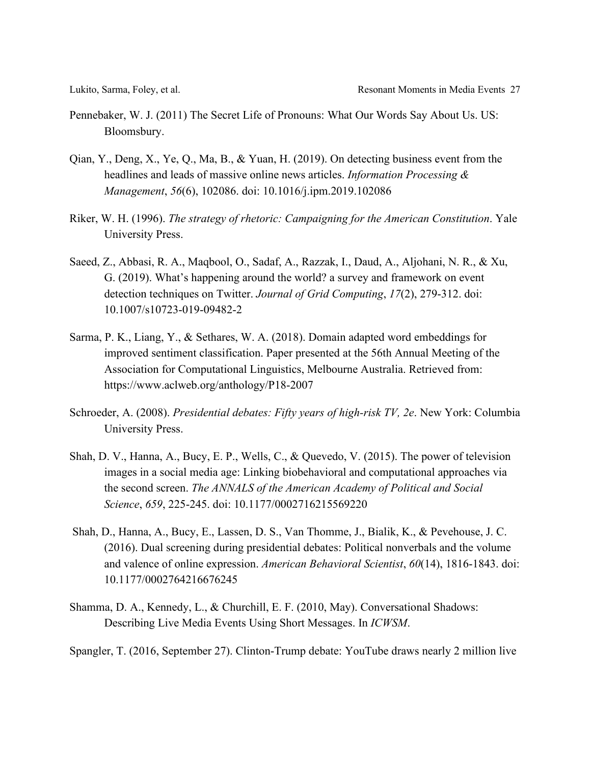Pennebaker, W. J. (2011) The Secret Life of Pronouns: What Our Words Say About Us. US: Bloomsbury.

Qian, Y., Deng, X., Ye, Q., Ma, B., & Yuan, H. (2019). On detecting business event from the headlines and leads of massive online news articles. *Information Processing & Management*, *56*(6), 102086. doi: 10.1016/j.ipm.2019.102086

Riker, W. H. (1996). *The strategy of rhetoric: Campaigning for the American Constitution*. Yale University Press.

Saeed, Z., Abbasi, R. A., Maqbool, O., Sadaf, A., Razzak, I., Daud, A., Aljohani, N. R., & Xu, G. (2019). What's happening around the world? a survey and framework on event detection techniques on Twitter. *Journal of Grid Computing*, *17*(2), 279-312. doi: 10.1007/s10723-019-09482-2

Sarma, P. K., Liang, Y., & Sethares, W. A. (2018). Domain adapted word embeddings for improved sentiment classification. Paper presented at the 56th Annual Meeting of the Association for Computational Linguistics, Melbourne Australia. Retrieved from: https://www.aclweb.org/anthology/P18-2007

Schroeder, A. (2008). *Presidential debates: Fifty years of high-risk TV, 2e*. New York: Columbia University Press.

Shah, D. V., Hanna, A., Bucy, E. P., Wells, C., & Quevedo, V. (2015). The power of television images in a social media age: Linking biobehavioral and computational approaches via the second screen. *The ANNALS of the American Academy of Political and Social Science*, *659*, 225-245. doi: 10.1177/0002716215569220

Shah, D., Hanna, A., Bucy, E., Lassen, D. S., Van Thomme, J., Bialik, K., & Pevehouse, J. C. (2016). Dual screening during presidential debates: Political nonverbals and the volume and valence of online expression. *American Behavioral Scientist*, *60*(14), 1816-1843. doi: 10.1177/0002764216676245

Shamma, D. A., Kennedy, L., & Churchill, E. F. (2010, May). Conversational Shadows: Describing Live Media Events Using Short Messages. In *ICWSM*.

Spangler, T. (2016, September 27). Clinton-Trump debate: YouTube draws nearly 2 million live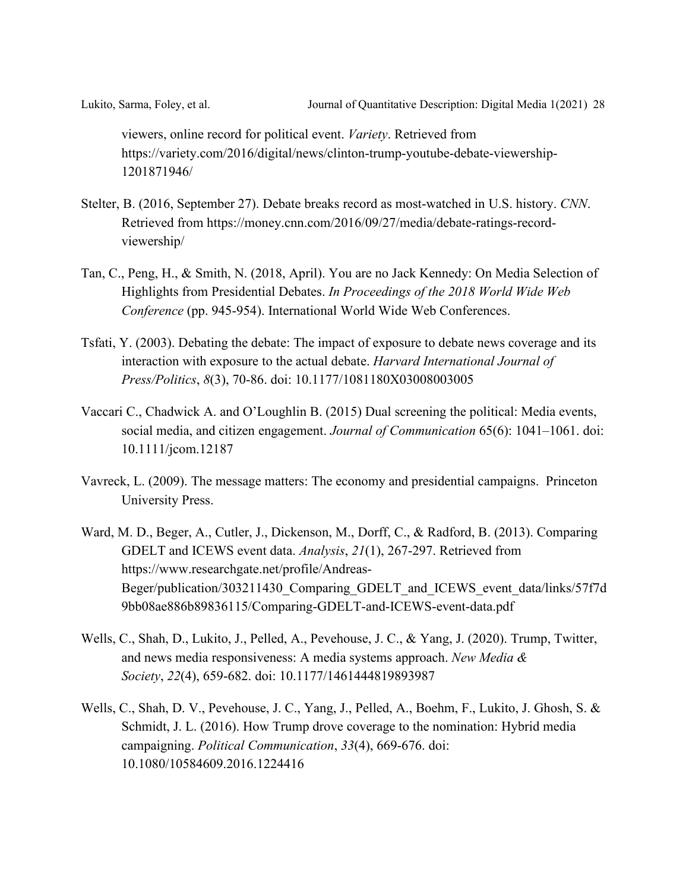viewers, online record for political event. *Variety*. Retrieved from https://variety.com/2016/digital/news/clinton-trump-youtube-debate-viewership-1201871946/

Stelter, B. (2016, September 27). Debate breaks record as most-watched in U.S. history. *CNN*. Retrieved from https://money.cnn.com/2016/09/27/media/debate-ratings-record-viewership/

Tan, C., Peng, H., & Smith, N. (2018, April). You are no Jack Kennedy: On Media Selection of Highlights from Presidential Debates. *In Proceedings of the 2018 World Wide Web Conference* (pp. 945-954). International World Wide Web Conferences.

Tsfati, Y. (2003). Debating the debate: The impact of exposure to debate news coverage and its interaction with exposure to the actual debate. *Harvard International Journal of Press/Politics*, *8*(3), 70-86. doi: 10.1177/1081180X03008003005

Vaccari C., Chadwick A. and O'Loughlin B. (2015) Dual screening the political: Media events, social media, and citizen engagement. *Journal of Communication* 65(6): 1041–1061. doi: 10.1111/jcom.12187

Vavreck, L. (2009). The message matters: The economy and presidential campaigns. Princeton University Press.

Ward, M. D., Beger, A., Cutler, J., Dickenson, M., Dorff, C., & Radford, B. (2013). Comparing GDELT and ICEWS event data. *Analysis*, *21*(1), 267-297. Retrieved from https://www.researchgate.net/profile/Andreas-Beger/publication/303211430_Comparing_GDELT_and_ICEWS_event_data/links/57f7d9bb08ae886b89836115/Comparing-GDELT-and-ICEWS-event-data.pdf

Wells, C., Shah, D., Lukito, J., Pelled, A., Pevehouse, J. C., & Yang, J. (2020). Trump, Twitter, and news media responsiveness: A media systems approach. *New Media & Society*, *22*(4), 659-682. doi: 10.1177/1461444819893987

Wells, C., Shah, D. V., Pevehouse, J. C., Yang, J., Pelled, A., Boehm, F., Lukito, J. Ghosh, S. & Schmidt, J. L. (2016). How Trump drove coverage to the nomination: Hybrid media campaigning. *Political Communication*, *33*(4), 669-676. doi: 10.1080/10584609.2016.1224416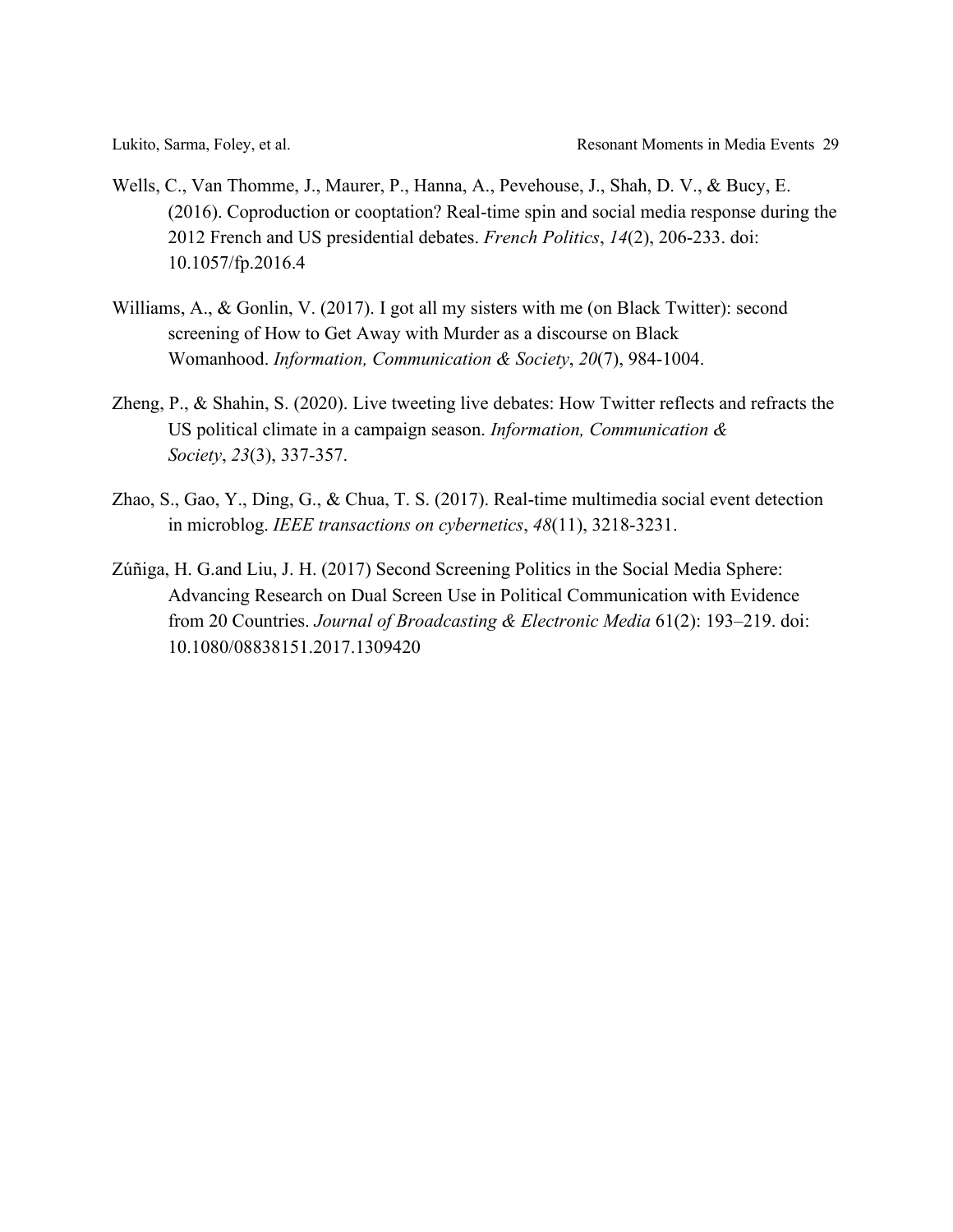Wells, C., Van Thomme, J., Maurer, P., Hanna, A., Pevehouse, J., Shah, D. V., & Bucy, E. (2016). Coproduction or cooptation? Real-time spin and social media response during the 2012 French and US presidential debates. *French Politics*, *14*(2), 206-233. doi: 10.1057/fp.2016.4

Williams, A., & Gonlin, V. (2017). I got all my sisters with me (on Black Twitter): second screening of How to Get Away with Murder as a discourse on Black Womanhood. *Information, Communication & Society*, *20*(7), 984-1004.

Zheng, P., & Shahin, S. (2020). Live tweeting live debates: How Twitter reflects and refracts the US political climate in a campaign season. *Information, Communication & Society*, *23*(3), 337-357.

Zhao, S., Gao, Y., Ding, G., & Chua, T. S. (2017). Real-time multimedia social event detection in microblog. *IEEE transactions on cybernetics*, *48*(11), 3218-3231.

Zúñiga, H. G.and Liu, J. H. (2017) Second Screening Politics in the Social Media Sphere: Advancing Research on Dual Screen Use in Political Communication with Evidence from 20 Countries. *Journal of Broadcasting & Electronic Media* 61(2): 193–219. doi: 10.1080/08838151.2017.1309420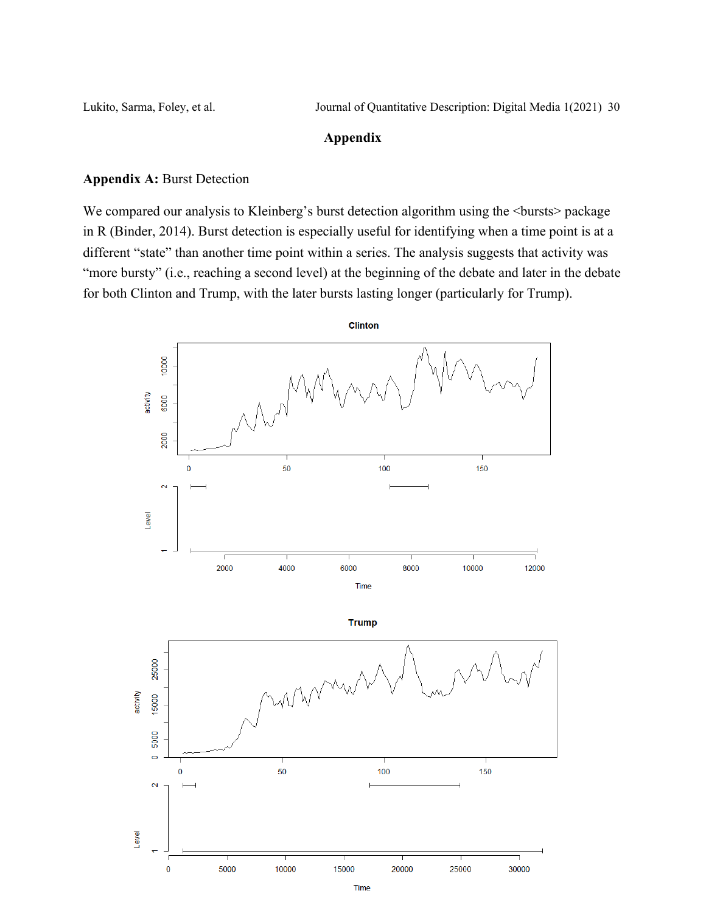# Appendix

**Appendix A:** Burst Detection

We compared our analysis to Kleinberg's burst detection algorithm using the <bursts> package in R (Binder, 2014). Burst detection is especially useful for identifying when a time point is at a different "state" than another time point within a series. The analysis suggests that activity was "more bursty" (i.e., reaching a second level) at the beginning of the debate and later in the debate for both Clinton and Trump, with the later bursts lasting longer (particularly for Trump).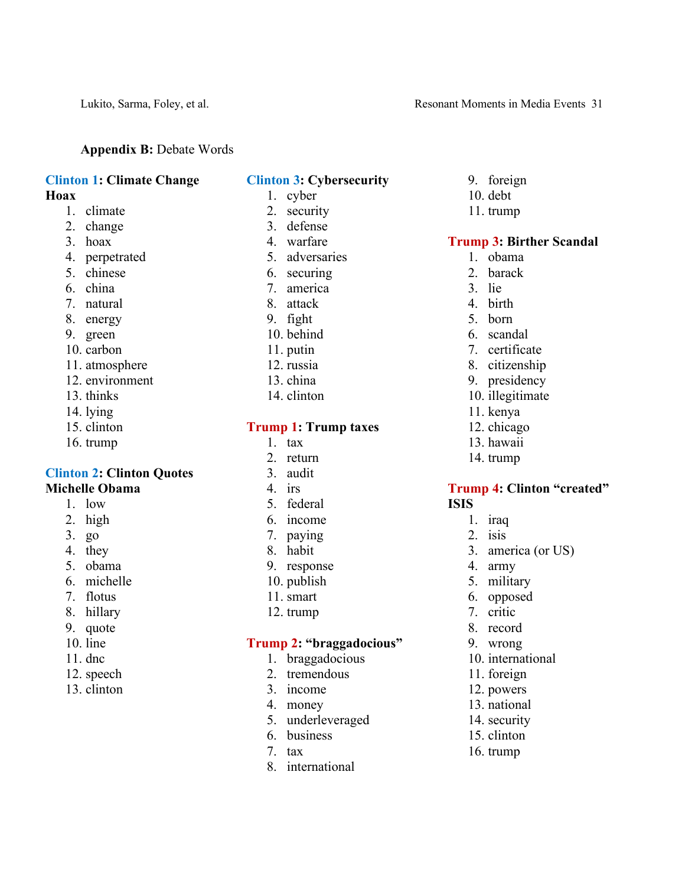**Appendix B:** Debate Words

**Clinton 1: Climate Change Hoax**

1. climate
2. change
3. hoax
4. perpetrated
5. chinese
6. china
7. natural
8. energy
9. green
10. carbon
11. atmosphere
12. environment
13. thinks
14. lying
15. clinton
16. trump

**Clinton 2: Clinton Quotes Michelle Obama**

1. low
2. high
3. go
4. they
5. obama
6. michelle
7. flotus
8. hillary
9. quote
10. line
11. dnc
12. speech
13. clinton

**Clinton 3: Cybersecurity**

1. cyber
2. security
3. defense
4. warfare
5. adversaries
6. securing
7. america
8. attack
9. fight
10. behind
11. putin
12. russia
13. china
14. clinton

**Trump 1: Trump taxes**

1. tax
2. return
3. audit
4. irs
5. federal
6. income
7. paying
8. habit
9. response
10. publish
11. smart
12. trump

**Trump 2: "braggadocious"**

1. braggadocious
2. tremendous
3. income
4. money
5. underleveraged
6. business
7. tax
8. international
9. foreign
10. debt
11. trump

**Trump 3: Birther Scandal**

1. obama
2. barack
3. lie
4. birth
5. born
6. scandal
7. certificate
8. citizenship
9. presidency
10. illegitimate
11. kenya
12. chicago
13. hawaii
14. trump

**Trump 4: Clinton "created" ISIS**

1. iraq
2. isis
3. america (or US)
4. army
5. military
6. opposed
7. critic
8. record
9. wrong
10. international
11. foreign
12. powers
13. national
14. security
15. clinton
16. trump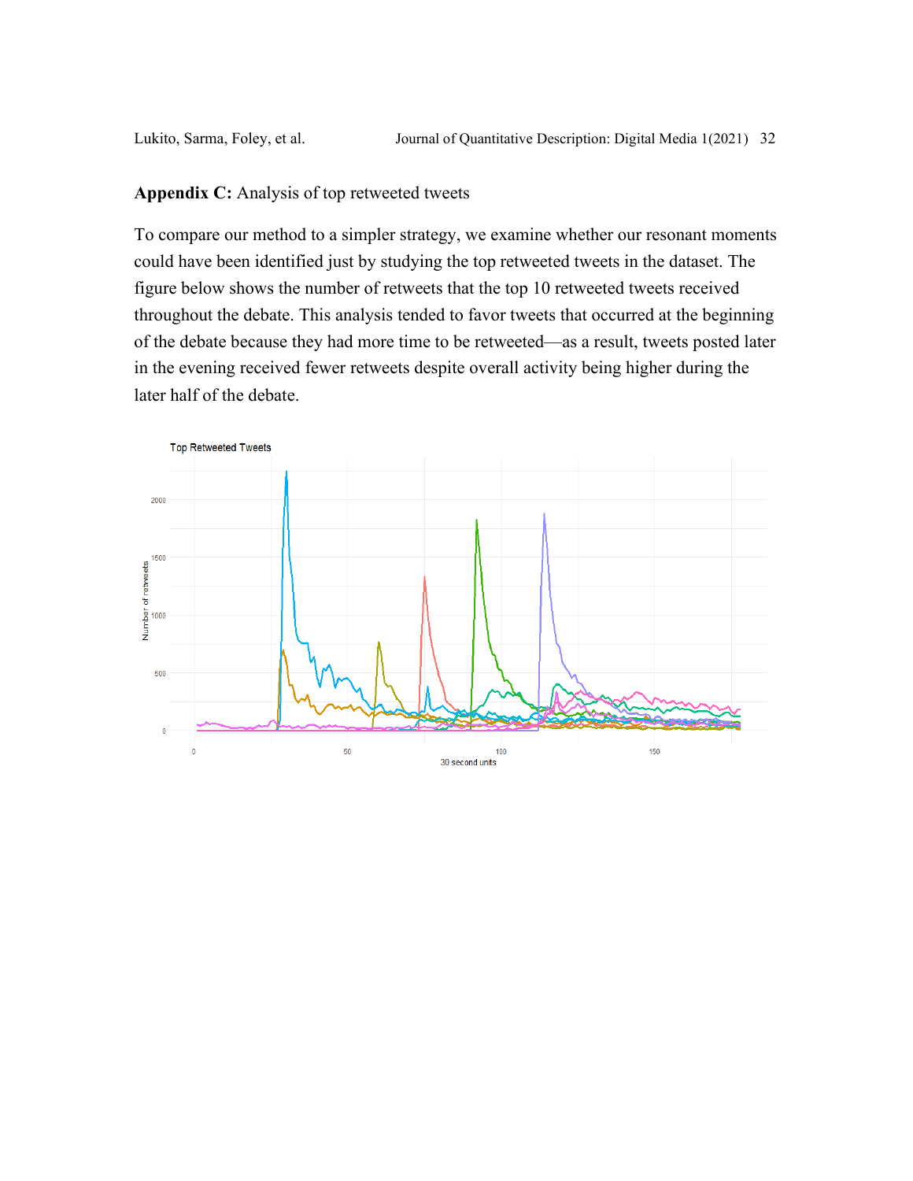**Appendix C:** Analysis of top retweeted tweets

To compare our method to a simpler strategy, we examine whether our resonant moments could have been identified just by studying the top retweeted tweets in the dataset. The figure below shows the number of retweets that the top 10 retweeted tweets received throughout the debate. This analysis tended to favor tweets that occurred at the beginning of the debate because they had more time to be retweeted—as a result, tweets posted later in the evening received fewer retweets despite overall activity being higher during the later half of the debate.

Top Retweeted Tweets

Number of retweets

2000

1500

1000

500

0

0

50

100

150

30 second units